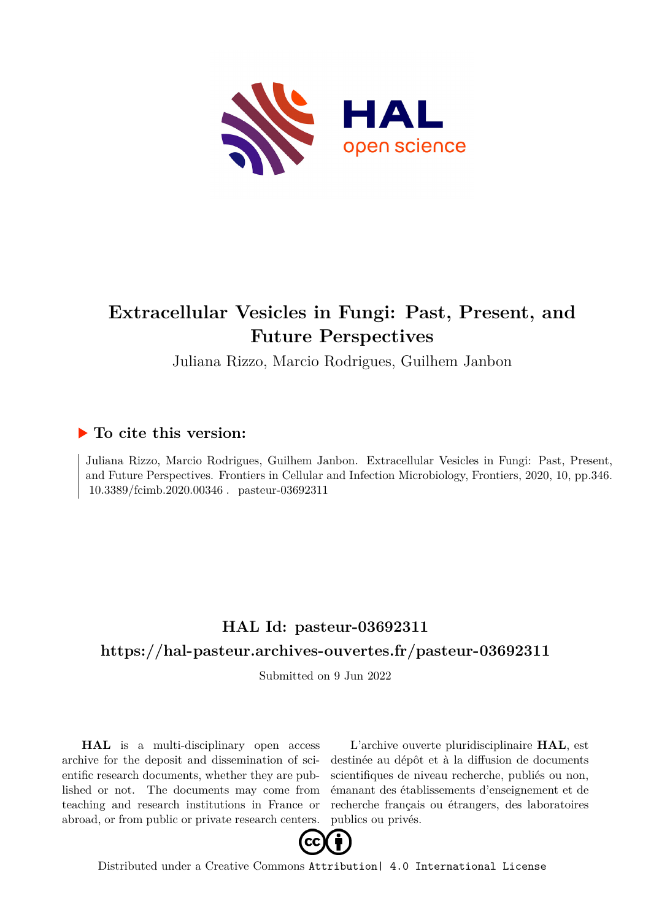# Extracellular Vesicles in Fungi: Past, Present, and Future Perspectives

Juliana Rizzo, Marcio Rodrigues, Guilhem Janbon

## ▶ To cite this version:

Juliana Rizzo, Marcio Rodrigues, Guilhem Janbon. Extracellular Vesicles in Fungi: Past, Present, and Future Perspectives. Frontiers in Cellular and Infection Microbiology, Frontiers, 2020, 10, pp.346. 10.3389/fcimb.2020.00346 . pasteur-03692311

## HAL Id: pasteur-03692311

## https://hal-pasteur.archives-ouvertes.fr/pasteur-03692311

Submitted on 9 Jun 2022

**HAL** is a multi-disciplinary open access archive for the deposit and dissemination of scientific research documents, whether they are published or not. The documents may come from teaching and research institutions in France or abroad, or from public or private research centers.

L'archive ouverte pluridisciplinaire **HAL**, est destinée au dépôt et à la diffusion de documents scientifiques de niveau recherche, publiés ou non, émanant des établissements d'enseignement et de recherche français ou étrangers, des laboratoires publics ou privés.

Distributed under a Creative Commons Attribution| 4.0 International License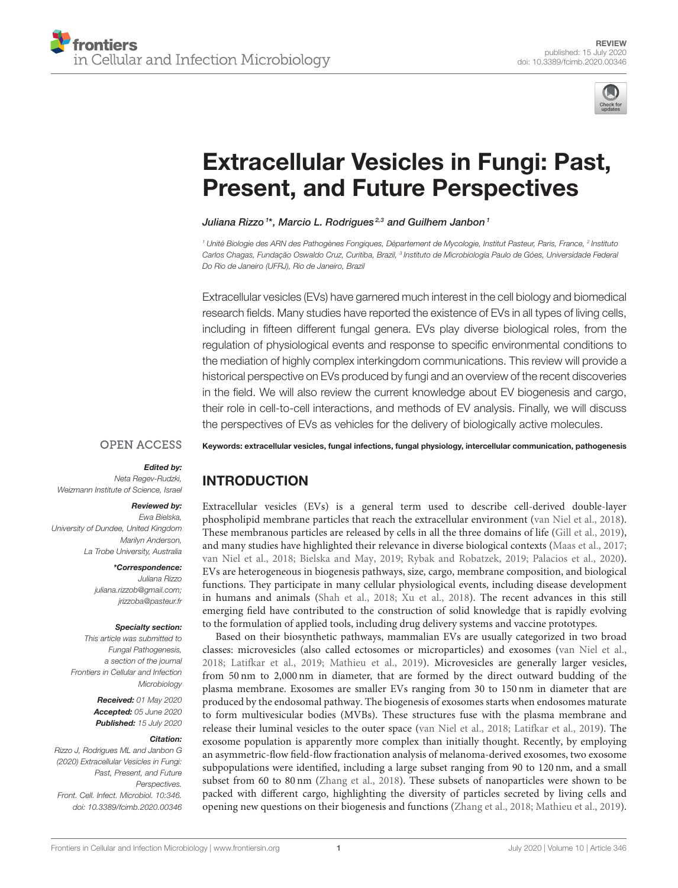# Extracellular Vesicles in Fungi: Past, Present, and Future Perspectives

*Juliana Rizzo[1]\*, Marcio L. Rodrigues[2,3] and Guilhem Janbon[1]*

[1] Unité Biologie des ARN des Pathogènes Fongiques, Département de Mycologie, Institut Pasteur, Paris, France, [2] Instituto Carlos Chagas, Fundação Oswaldo Cruz, Curitiba, Brazil, [3] Instituto de Microbiologia Paulo de Góes, Universidade Federal Do Rio de Janeiro (UFRJ), Rio de Janeiro, Brazil

Extracellular vesicles (EVs) have garnered much interest in the cell biology and biomedical research fields. Many studies have reported the existence of EVs in all types of living cells, including in fifteen different fungal genera. EVs play diverse biological roles, from the regulation of physiological events and response to specific environmental conditions to the mediation of highly complex interkingdom communications. This review will provide a historical perspective on EVs produced by fungi and an overview of the recent discoveries in the field. We will also review the current knowledge about EV biogenesis and cargo, their role in cell-to-cell interactions, and methods of EV analysis. Finally, we will discuss the perspectives of EVs as vehicles for the delivery of biologically active molecules.

**Keywords: extracellular vesicles, fungal infections, fungal physiology, intercellular communication, pathogenesis**

OPEN ACCESS

***Edited by:***
*Neta Regev-Rudzki, Weizmann Institute of Science, Israel*

***Reviewed by:***
*Ewa Bielska, University of Dundee, United Kingdom*
*Marilyn Anderson, La Trobe University, Australia*

***\*Correspondence:***
*Juliana Rizzo*
*juliana.rizzob@gmail.com;*
*jrizzoba@pasteur.fr*

***Specialty section:***
*This article was submitted to Fungal Pathogenesis, a section of the journal Frontiers in Cellular and Infection Microbiology*

***Received:*** *01 May 2020*
***Accepted:*** *05 June 2020*
***Published:*** *15 July 2020*

***Citation:***
*Rizzo J, Rodrigues ML and Janbon G (2020) Extracellular Vesicles in Fungi: Past, Present, and Future Perspectives. Front. Cell. Infect. Microbiol. 10:346. doi: 10.3389/fcimb.2020.00346*

## INTRODUCTION

Extracellular vesicles (EVs) is a general term used to describe cell-derived double-layer phospholipid membrane particles that reach the extracellular environment (van Niel et al., 2018). These membranous particles are released by cells in all the three domains of life (Gill et al., 2019), and many studies have highlighted their relevance in diverse biological contexts (Maas et al., 2017; van Niel et al., 2018; Bielska and May, 2019; Rybak and Robatzek, 2019; Palacios et al., 2020). EVs are heterogeneous in biogenesis pathways, size, cargo, membrane composition, and biological functions. They participate in many cellular physiological events, including disease development in humans and animals (Shah et al., 2018; Xu et al., 2018). The recent advances in this still emerging field have contributed to the construction of solid knowledge that is rapidly evolving to the formulation of applied tools, including drug delivery systems and vaccine prototypes.

Based on their biosynthetic pathways, mammalian EVs are usually categorized in two broad classes: microvesicles (also called ectosomes or microparticles) and exosomes (van Niel et al., 2018; Latifkar et al., 2019; Mathieu et al., 2019). Microvesicles are generally larger vesicles, from 50 nm to 2,000 nm in diameter, that are formed by the direct outward budding of the plasma membrane. Exosomes are smaller EVs ranging from 30 to 150 nm in diameter that are produced by the endosomal pathway. The biogenesis of exosomes starts when endosomes maturate to form multivesicular bodies (MVBs). These structures fuse with the plasma membrane and release their luminal vesicles to the outer space (van Niel et al., 2018; Latifkar et al., 2019). The exosome population is apparently more complex than initially thought. Recently, by employing an asymmetric-flow field-flow fractionation analysis of melanoma-derived exosomes, two exosome subpopulations were identified, including a large subset ranging from 90 to 120 nm, and a small subset from 60 to 80 nm (Zhang et al., 2018). These subsets of nanoparticles were shown to be packed with different cargo, highlighting the diversity of particles secreted by living cells and opening new questions on their biogenesis and functions (Zhang et al., 2018; Mathieu et al., 2019).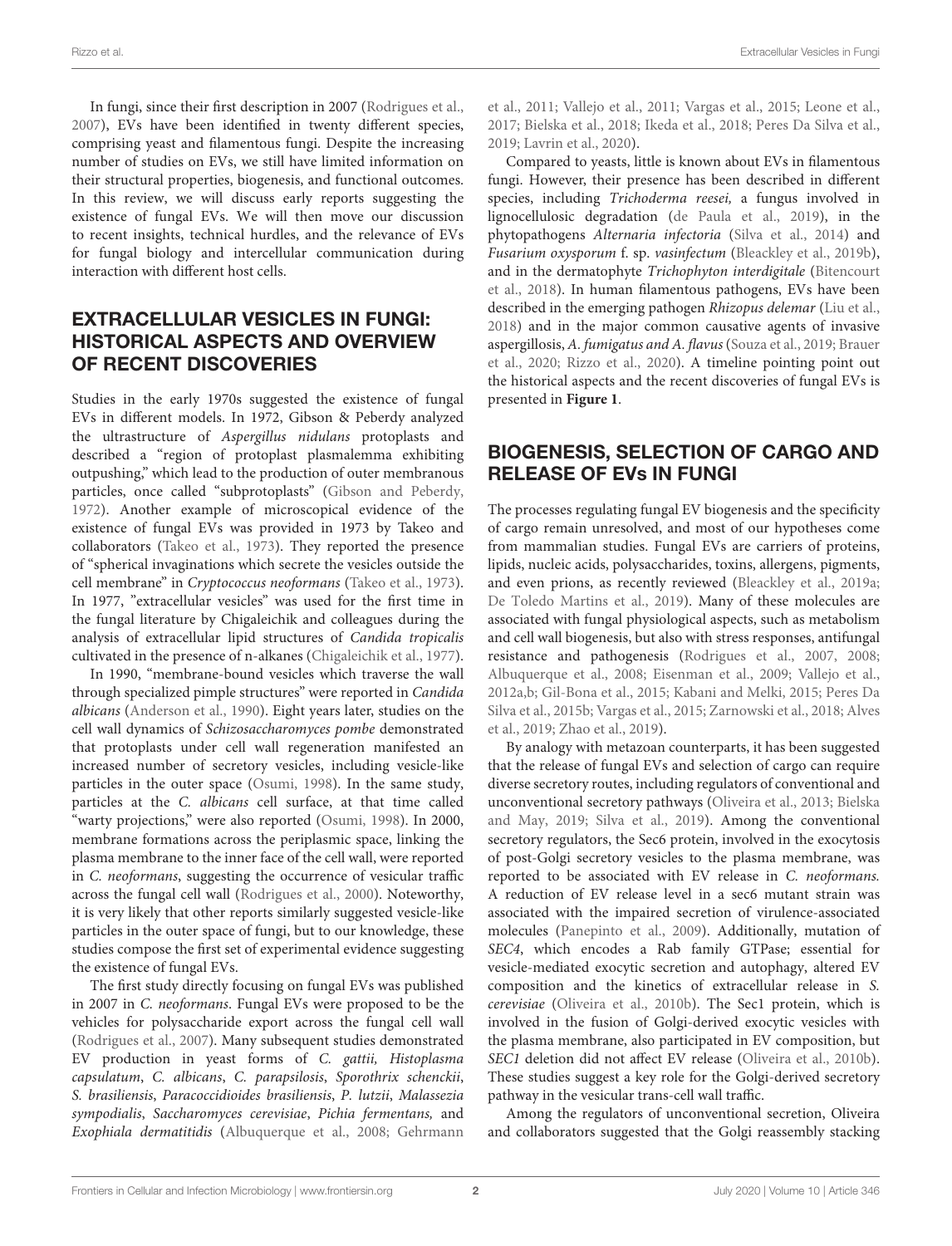In fungi, since their first description in 2007 (Rodrigues et al., 2007), EVs have been identified in twenty different species, comprising yeast and filamentous fungi. Despite the increasing number of studies on EVs, we still have limited information on their structural properties, biogenesis, and functional outcomes. In this review, we will discuss early reports suggesting the existence of fungal EVs. We will then move our discussion to recent insights, technical hurdles, and the relevance of EVs for fungal biology and intercellular communication during interaction with different host cells.

## EXTRACELLULAR VESICLES IN FUNGI: HISTORICAL ASPECTS AND OVERVIEW OF RECENT DISCOVERIES

Studies in the early 1970s suggested the existence of fungal EVs in different models. In 1972, Gibson & Peberdy analyzed the ultrastructure of *Aspergillus nidulans* protoplasts and described a "region of protoplast plasmalemma exhibiting outpushing," which lead to the production of outer membranous particles, once called "subprotoplasts" (Gibson and Peberdy, 1972). Another example of microscopical evidence of the existence of fungal EVs was provided in 1973 by Takeo and collaborators (Takeo et al., 1973). They reported the presence of "spherical invaginations which secrete the vesicles outside the cell membrane" in *Cryptococcus neoformans* (Takeo et al., 1973). In 1977, "extracellular vesicles" was used for the first time in the fungal literature by Chigaleichik and colleagues during the analysis of extracellular lipid structures of *Candida tropicalis* cultivated in the presence of n-alkanes (Chigaleichik et al., 1977).

In 1990, "membrane-bound vesicles which traverse the wall through specialized pimple structures" were reported in *Candida albicans* (Anderson et al., 1990). Eight years later, studies on the cell wall dynamics of *Schizosaccharomyces pombe* demonstrated that protoplasts under cell wall regeneration manifested an increased number of secretory vesicles, including vesicle-like particles in the outer space (Osumi, 1998). In the same study, particles at the *C. albicans* cell surface, at that time called "warty projections," were also reported (Osumi, 1998). In 2000, membrane formations across the periplasmic space, linking the plasma membrane to the inner face of the cell wall, were reported in *C. neoformans*, suggesting the occurrence of vesicular traffic across the fungal cell wall (Rodrigues et al., 2000). Noteworthy, it is very likely that other reports similarly suggested vesicle-like particles in the outer space of fungi, but to our knowledge, these studies compose the first set of experimental evidence suggesting the existence of fungal EVs.

The first study directly focusing on fungal EVs was published in 2007 in *C. neoformans*. Fungal EVs were proposed to be the vehicles for polysaccharide export across the fungal cell wall (Rodrigues et al., 2007). Many subsequent studies demonstrated EV production in yeast forms of *C. gattii*, *Histoplasma capsulatum*, *C. albicans*, *C. parapsilosis*, *Sporothrix schenckii*, *S. brasiliensis*, *Paracoccidioides brasiliensis*, *P. lutzii*, *Malassezia sympodialis*, *Saccharomyces cerevisiae*, *Pichia fermentans,* and *Exophiala dermatitidis* (Albuquerque et al., 2008; Gehrmann et al., 2011; Vallejo et al., 2011; Vargas et al., 2015; Leone et al., 2017; Bielska et al., 2018; Ikeda et al., 2018; Peres Da Silva et al., 2019; Lavrin et al., 2020).

Compared to yeasts, little is known about EVs in filamentous fungi. However, their presence has been described in different species, including *Trichoderma reesei,* a fungus involved in lignocellulosic degradation (de Paula et al., 2019), in the phytopathogens *Alternaria infectoria* (Silva et al., 2014) and *Fusarium oxysporum* f. sp. *vasinfectum* (Bleackley et al., 2019b), and in the dermatophyte *Trichophyton interdigitale* (Bitencourt et al., 2018). In human filamentous pathogens, EVs have been described in the emerging pathogen *Rhizopus delemar* (Liu et al., 2018) and in the major common causative agents of invasive aspergillosis, *A. fumigatus and A. flavus* (Souza et al., 2019; Brauer et al., 2020; Rizzo et al., 2020). A timeline pointing point out the historical aspects and the recent discoveries of fungal EVs is presented in **Figure 1**.

## BIOGENESIS, SELECTION OF CARGO AND RELEASE OF EVs IN FUNGI

The processes regulating fungal EV biogenesis and the specificity of cargo remain unresolved, and most of our hypotheses come from mammalian studies. Fungal EVs are carriers of proteins, lipids, nucleic acids, polysaccharides, toxins, allergens, pigments, and even prions, as recently reviewed (Bleackley et al., 2019a; De Toledo Martins et al., 2019). Many of these molecules are associated with fungal physiological aspects, such as metabolism and cell wall biogenesis, but also with stress responses, antifungal resistance and pathogenesis (Rodrigues et al., 2007, 2008; Albuquerque et al., 2008; Eisenman et al., 2009; Vallejo et al., 2012a,b; Gil-Bona et al., 2015; Kabani and Melki, 2015; Peres Da Silva et al., 2015b; Vargas et al., 2015; Zarnowski et al., 2018; Alves et al., 2019; Zhao et al., 2019).

By analogy with metazoan counterparts, it has been suggested that the release of fungal EVs and selection of cargo can require diverse secretory routes, including regulators of conventional and unconventional secretory pathways (Oliveira et al., 2013; Bielska and May, 2019; Silva et al., 2019). Among the conventional secretory regulators, the Sec6 protein, involved in the exocytosis of post-Golgi secretory vesicles to the plasma membrane, was reported to be associated with EV release in *C. neoformans.* A reduction of EV release level in a sec6 mutant strain was associated with the impaired secretion of virulence-associated molecules (Panepinto et al., 2009). Additionally, mutation of *SEC4*, which encodes a Rab family GTPase; essential for vesicle-mediated exocytic secretion and autophagy, altered EV composition and the kinetics of extracellular release in *S. cerevisiae* (Oliveira et al., 2010b). The Sec1 protein, which is involved in the fusion of Golgi-derived exocytic vesicles with the plasma membrane, also participated in EV composition, but *SEC1* deletion did not affect EV release (Oliveira et al., 2010b). These studies suggest a key role for the Golgi-derived secretory pathway in the vesicular trans-cell wall traffic.

Among the regulators of unconventional secretion, Oliveira and collaborators suggested that the Golgi reassembly stacking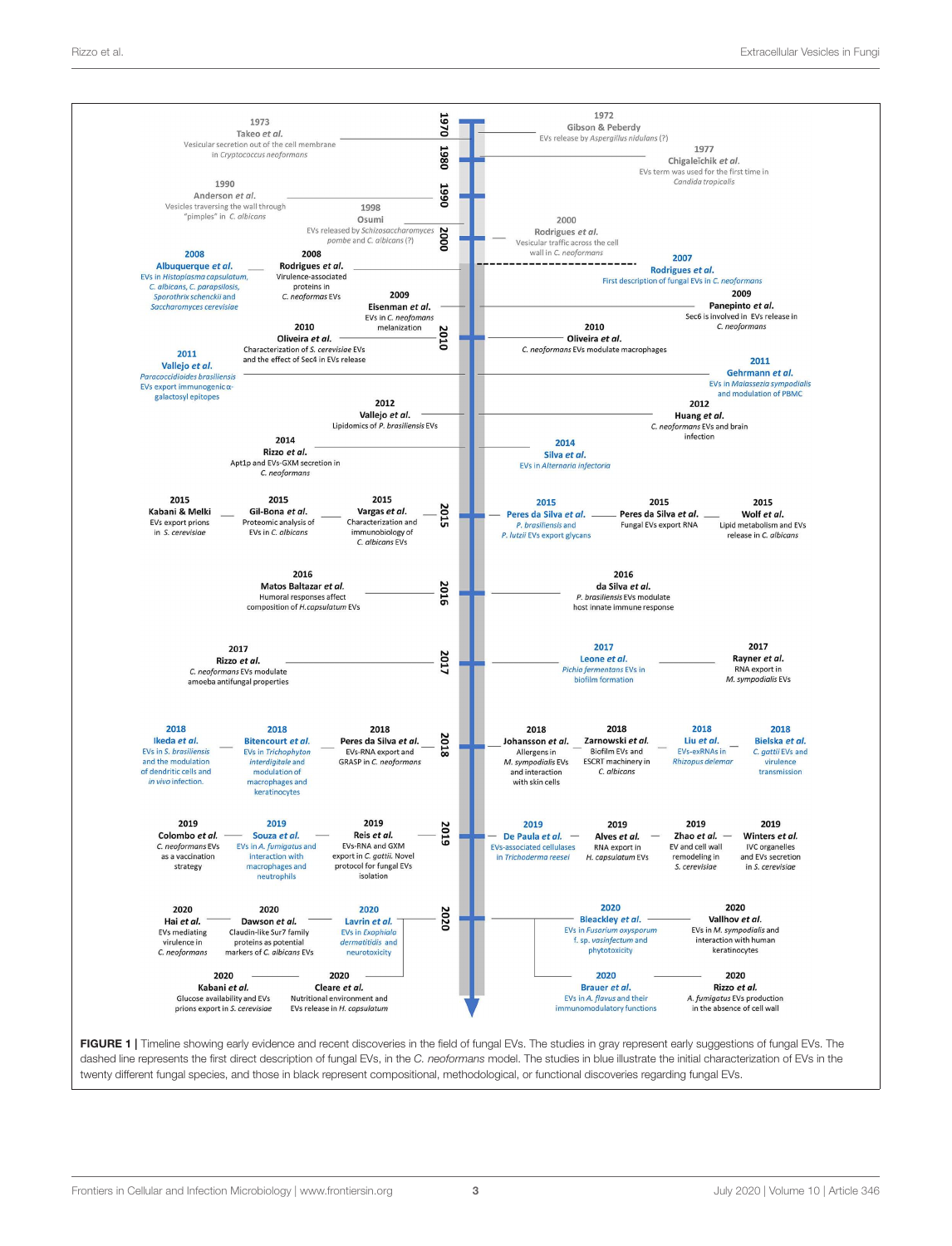1972
Gibson & Peberdy
EVs release by *Aspergillus nidulans* (?)

1973
Takeo *et al.*
Vesicular secretion out of the cell membrane in *Cryptococcus neoformans*

1977
Chigaleĭchik *et al.*
EVs term was used for the first time in *Candida tropicalis*

1990
Anderson *et al.*
Vesicles traversing the wall through "pimples" in *C. albicans*

1998
Osumi
EVs released by *Schizosaccharomyces pombe* and *C. albicans* (?)

2000
Rodrigues *et al.*
Vesicular traffic across the cell wall in *C. neoformans*

2007
Rodrigues *et al.*
First description of fungal EVs in *C. neoformans*

2008
Albuquerque *et al.*
EVs in *Histoplasma capsulatum*, *C. albicans*, *C. parapsilosis*, *Sporothrix schenckii* and *Saccharomyces cerevisiae*

2008
Rodrigues *et al.*
Virulence-associated proteins in *C. neoformans* EVs

2009
Eisenman *et al.*
EVs in *C. neoformans* melanization

2009
Panepinto *et al.*
Sec6 is involved in EVs release in *C. neoformans*

2010
Oliveira *et al.*
Characterization of *S. cerevisiae* EVs and the effect of Sec4 in EVs release

2010
Oliveira *et al.*
*C. neoformans* EVs modulate macrophages

2011
Vallejo *et al.*
*Paracoccidioides brasiliensis* EVs export immunogenic α-galactosyl epitopes

2011
Gehrmann *et al.*
EVs in *Malassezia sympodialis* and modulation of PBMC

2012
Vallejo *et al.*
Lipidomics of *P. brasiliensis* EVs

2012
Huang *et al.*
*C. neoformans* EVs and brain infection

2014
Rizzo *et al.*
Apt1p and EVs-GXM secretion in *C. neoformans*

2014
Silva *et al.*
EVs in *Alternaria infectoria*

2015
Kabani & Melki
EVs export prions in *S. cerevisiae*

2015
Gil-Bona *et al.*
Proteomic analysis of EVs in *C. albicans*

2015
Vargas *et al.*
Characterization and immunobiology of *C. albicans* EVs

2015
Peres da Silva *et al.*
*P. brasiliensis* and *P. lutzii* EVs export glycans

2015
Peres da Silva *et al.*
Fungal EVs export RNA

2015
Wolf *et al.*
Lipid metabolism and EVs release in *C. albicans*

2016
Matos Baltazar *et al.*
Humoral responses affect composition of *H. capsulatum* EVs

2016
da Silva *et al.*
*P. brasiliensis* EVs modulate host innate immune response

2017
Rizzo *et al.*
*C. neoformans* EVs modulate amoeba antifungal properties

2017
Leone *et al.*
*Pichia fermentans* EVs in biofilm formation

2017
Rayner *et al.*
RNA export in *M. sympodialis* EVs

2018
Ikeda *et al.*
EVs in *S. brasiliensis* and the modulation of dendritic cells and *in vivo* infection.

2018
Bitencourt *et al.*
EVs in *Trichophyton interdigitale* and modulation of macrophages and keratinocytes

2018
Peres da Silva *et al.*
EVs-RNA export and GRASP in *C. neoformans*

2018
Johansson *et al.*
Allergens in *M. sympodialis* EVs and interaction with skin cells

2018
Zarnowski *et al.*
Biofilm EVs and ESCRT machinery in *C. albicans*

2018
Liu *et al.*
EVs-exRNAs in *Rhizopus delemar*

2018
Bielska *et al.*
*C. gattii* EVs and virulence transmission

2019
Colombo *et al.*
*C. neoformans* EVs as a vaccination strategy

2019
Souza *et al.*
EVs in *A. fumigatus* and interaction with macrophages and neutrophils

2019
Reis *et al.*
EVs-RNA and GXM export in *C. gattii*. Novel protocol for fungal EVs isolation

2019
De Paula *et al.*
EVs-associated cellulases in *Trichoderma reesei*

2019
Alves *et al.*
RNA export in *H. capsulatum* EVs

2019
Zhao *et al.*
EV and cell wall remodeling in *S. cerevisiae*

2019
Winters *et al.*
IVC organelles and EVs secretion in *S. cerevisiae*

2020
Hai *et al.*
EVs mediating virulence in *C. neoformans*

2020
Dawson *et al.*
Claudin-like Sur7 family proteins as potential markers of *C. albicans* EVs

2020
Lavrin *et al.*
EVs in *Exophiala dermatitidis* and neurotoxicity

2020
Bleackley *et al.*
EVs in *Fusarium oxysporum* f. sp. *vasinfectum* and phytotoxicity

2020
Vallhov *et al.*
EVs in *M. sympodialis* and interaction with human keratinocytes

2020
Kabani *et al.*
Glucose availability and EVs prions export in *S. cerevisiae*

2020
Cleare *et al.*
Nutritional environment and EVs release in *H. capsulatum*

2020
Brauer *et al.*
EVs in *A. flavus* and their immunomodulatory functions

2020
Rizzo *et al.*
*A. fumigatus* EVs production in the absence of cell wall

**FIGURE 1 |** Timeline showing early evidence and recent discoveries in the field of fungal EVs. The studies in gray represent early suggestions of fungal EVs. The dashed line represents the first direct description of fungal EVs, in the *C. neoformans* model. The studies in blue illustrate the initial characterization of EVs in the twenty different fungal species, and those in black represent compositional, methodological, or functional discoveries regarding fungal EVs.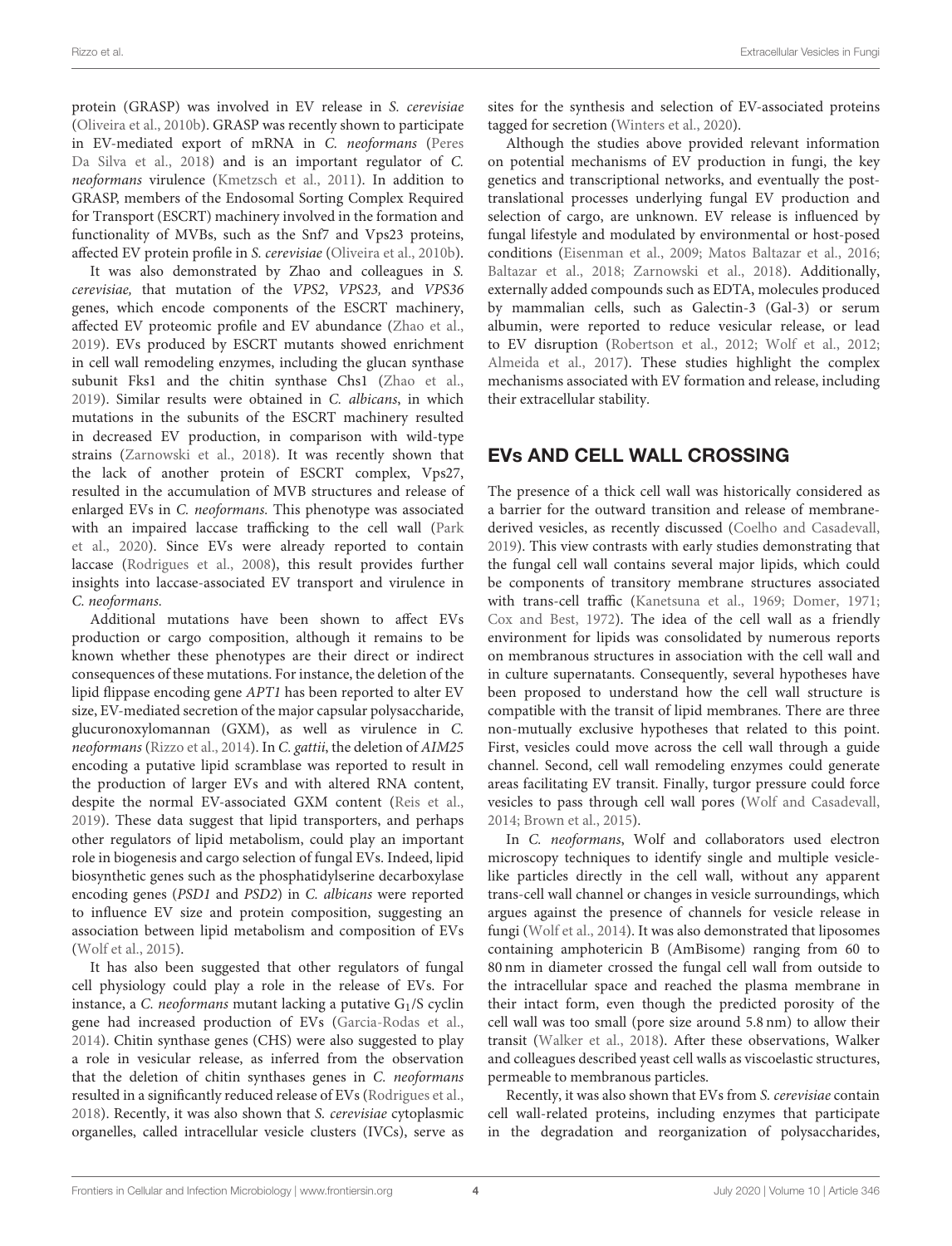protein (GRASP) was involved in EV release in *S. cerevisiae* (Oliveira et al., 2010b). GRASP was recently shown to participate in EV-mediated export of mRNA in *C. neoformans* (Peres Da Silva et al., 2018) and is an important regulator of *C. neoformans* virulence (Kmetzsch et al., 2011). In addition to GRASP, members of the Endosomal Sorting Complex Required for Transport (ESCRT) machinery involved in the formation and functionality of MVBs, such as the Snf7 and Vps23 proteins, affected EV protein profile in *S. cerevisiae* (Oliveira et al., 2010b).

It was also demonstrated by Zhao and colleagues in *S. cerevisiae,* that mutation of the *VPS2*, *VPS23,* and *VPS36* genes, which encode components of the ESCRT machinery, affected EV proteomic profile and EV abundance (Zhao et al., 2019). EVs produced by ESCRT mutants showed enrichment in cell wall remodeling enzymes, including the glucan synthase subunit Fks1 and the chitin synthase Chs1 (Zhao et al., 2019). Similar results were obtained in *C. albicans*, in which mutations in the subunits of the ESCRT machinery resulted in decreased EV production, in comparison with wild-type strains (Zarnowski et al., 2018). It was recently shown that the lack of another protein of ESCRT complex, Vps27, resulted in the accumulation of MVB structures and release of enlarged EVs in *C. neoformans.* This phenotype was associated with an impaired laccase trafficking to the cell wall (Park et al., 2020). Since EVs were already reported to contain laccase (Rodrigues et al., 2008), this result provides further insights into laccase-associated EV transport and virulence in *C. neoformans*.

Additional mutations have been shown to affect EVs production or cargo composition, although it remains to be known whether these phenotypes are their direct or indirect consequences of these mutations. For instance, the deletion of the lipid flippase encoding gene *APT1* has been reported to alter EV size, EV-mediated secretion of the major capsular polysaccharide, glucuronoxylomannan (GXM), as well as virulence in *C. neoformans* (Rizzo et al., 2014). In *C. gattii*, the deletion of *AIM25* encoding a putative lipid scramblase was reported to result in the production of larger EVs and with altered RNA content, despite the normal EV-associated GXM content (Reis et al., 2019). These data suggest that lipid transporters, and perhaps other regulators of lipid metabolism, could play an important role in biogenesis and cargo selection of fungal EVs. Indeed, lipid biosynthetic genes such as the phosphatidylserine decarboxylase encoding genes (*PSD1* and *PSD2*) in *C. albicans* were reported to influence EV size and protein composition, suggesting an association between lipid metabolism and composition of EVs (Wolf et al., 2015).

It has also been suggested that other regulators of fungal cell physiology could play a role in the release of EVs. For instance, a *C. neoformans* mutant lacking a putative $G_1$/S cyclin gene had increased production of EVs (Garcia-Rodas et al., 2014). Chitin synthase genes (CHS) were also suggested to play a role in vesicular release, as inferred from the observation that the deletion of chitin synthases genes in *C. neoformans* resulted in a significantly reduced release of EVs (Rodrigues et al., 2018). Recently, it was also shown that *S. cerevisiae* cytoplasmic organelles, called intracellular vesicle clusters (IVCs), serve as sites for the synthesis and selection of EV-associated proteins tagged for secretion (Winters et al., 2020).

Although the studies above provided relevant information on potential mechanisms of EV production in fungi, the key genetics and transcriptional networks, and eventually the post-translational processes underlying fungal EV production and selection of cargo, are unknown. EV release is influenced by fungal lifestyle and modulated by environmental or host-posed conditions (Eisenman et al., 2009; Matos Baltazar et al., 2016; Baltazar et al., 2018; Zarnowski et al., 2018). Additionally, externally added compounds such as EDTA, molecules produced by mammalian cells, such as Galectin-3 (Gal-3) or serum albumin, were reported to reduce vesicular release, or lead to EV disruption (Robertson et al., 2012; Wolf et al., 2012; Almeida et al., 2017). These studies highlight the complex mechanisms associated with EV formation and release, including their extracellular stability.

## EVs AND CELL WALL CROSSING

The presence of a thick cell wall was historically considered as a barrier for the outward transition and release of membrane-derived vesicles, as recently discussed (Coelho and Casadevall, 2019). This view contrasts with early studies demonstrating that the fungal cell wall contains several major lipids, which could be components of transitory membrane structures associated with trans-cell traffic (Kanetsuna et al., 1969; Domer, 1971; Cox and Best, 1972). The idea of the cell wall as a friendly environment for lipids was consolidated by numerous reports on membranous structures in association with the cell wall and in culture supernatants. Consequently, several hypotheses have been proposed to understand how the cell wall structure is compatible with the transit of lipid membranes. There are three non-mutually exclusive hypotheses that related to this point. First, vesicles could move across the cell wall through a guide channel. Second, cell wall remodeling enzymes could generate areas facilitating EV transit. Finally, turgor pressure could force vesicles to pass through cell wall pores (Wolf and Casadevall, 2014; Brown et al., 2015).

In *C. neoformans*, Wolf and collaborators used electron microscopy techniques to identify single and multiple vesicle-like particles directly in the cell wall, without any apparent trans-cell wall channel or changes in vesicle surroundings, which argues against the presence of channels for vesicle release in fungi (Wolf et al., 2014). It was also demonstrated that liposomes containing amphotericin B (AmBisome) ranging from 60 to 80 nm in diameter crossed the fungal cell wall from outside to the intracellular space and reached the plasma membrane in their intact form, even though the predicted porosity of the cell wall was too small (pore size around 5.8 nm) to allow their transit (Walker et al., 2018). After these observations, Walker and colleagues described yeast cell walls as viscoelastic structures, permeable to membranous particles.

Recently, it was also shown that EVs from *S. cerevisiae* contain cell wall-related proteins, including enzymes that participate in the degradation and reorganization of polysaccharides,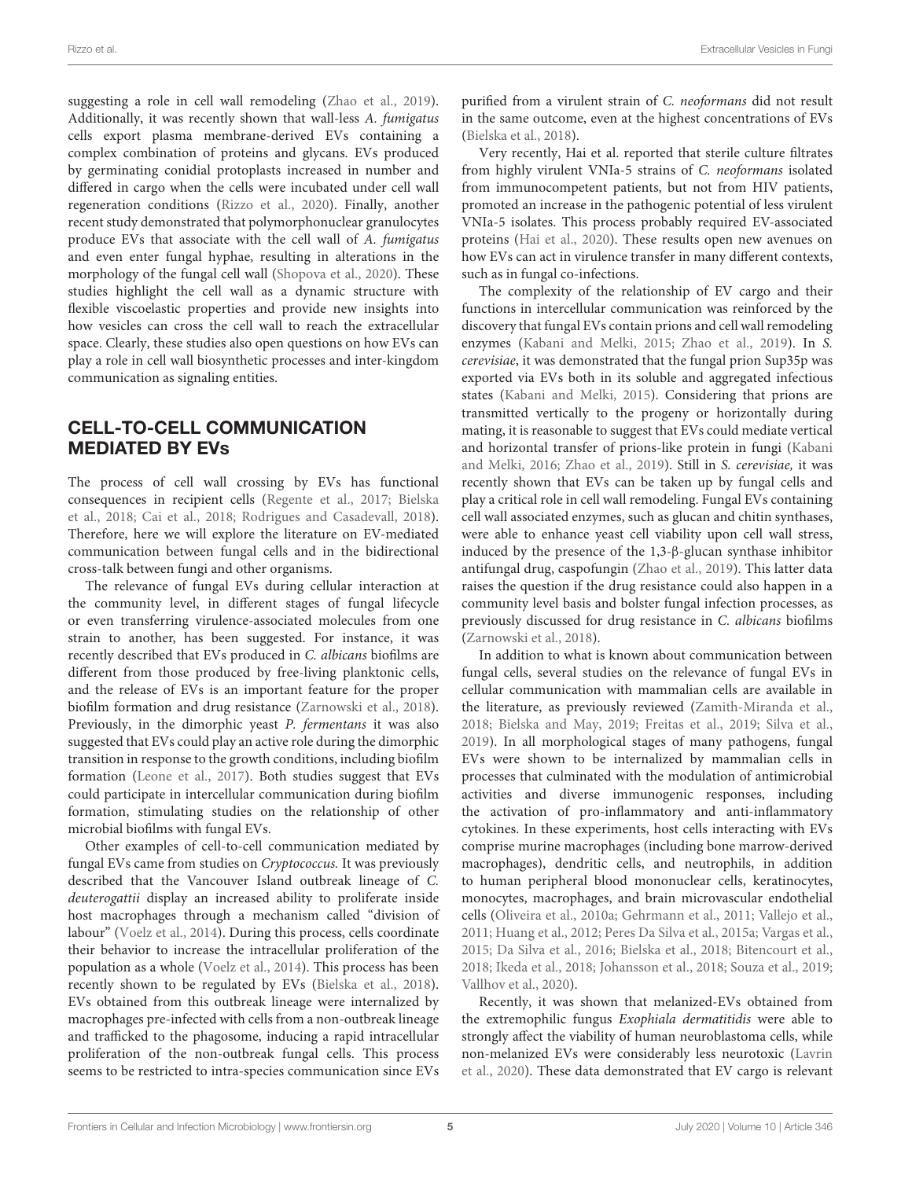suggesting a role in cell wall remodeling (Zhao et al., 2019). Additionally, it was recently shown that wall-less *A. fumigatus* cells export plasma membrane-derived EVs containing a complex combination of proteins and glycans. EVs produced by germinating conidial protoplasts increased in number and differed in cargo when the cells were incubated under cell wall regeneration conditions (Rizzo et al., 2020). Finally, another recent study demonstrated that polymorphonuclear granulocytes produce EVs that associate with the cell wall of *A. fumigatus* and even enter fungal hyphae, resulting in alterations in the morphology of the fungal cell wall (Shopova et al., 2020). These studies highlight the cell wall as a dynamic structure with flexible viscoelastic properties and provide new insights into how vesicles can cross the cell wall to reach the extracellular space. Clearly, these studies also open questions on how EVs can play a role in cell wall biosynthetic processes and inter-kingdom communication as signaling entities.

## CELL-TO-CELL COMMUNICATION MEDIATED BY EVs

The process of cell wall crossing by EVs has functional consequences in recipient cells (Regente et al., 2017; Bielska et al., 2018; Cai et al., 2018; Rodrigues and Casadevall, 2018). Therefore, here we will explore the literature on EV-mediated communication between fungal cells and in the bidirectional cross-talk between fungi and other organisms.

The relevance of fungal EVs during cellular interaction at the community level, in different stages of fungal lifecycle or even transferring virulence-associated molecules from one strain to another, has been suggested. For instance, it was recently described that EVs produced in *C. albicans* biofilms are different from those produced by free-living planktonic cells, and the release of EVs is an important feature for the proper biofilm formation and drug resistance (Zarnowski et al., 2018). Previously, in the dimorphic yeast *P. fermentans* it was also suggested that EVs could play an active role during the dimorphic transition in response to the growth conditions, including biofilm formation (Leone et al., 2017). Both studies suggest that EVs could participate in intercellular communication during biofilm formation, stimulating studies on the relationship of other microbial biofilms with fungal EVs.

Other examples of cell-to-cell communication mediated by fungal EVs came from studies on *Cryptococcus.* It was previously described that the Vancouver Island outbreak lineage of *C. deuterogattii* display an increased ability to proliferate inside host macrophages through a mechanism called "division of labour" (Voelz et al., 2014). During this process, cells coordinate their behavior to increase the intracellular proliferation of the population as a whole (Voelz et al., 2014). This process has been recently shown to be regulated by EVs (Bielska et al., 2018). EVs obtained from this outbreak lineage were internalized by macrophages pre-infected with cells from a non-outbreak lineage and trafficked to the phagosome, inducing a rapid intracellular proliferation of the non-outbreak fungal cells. This process seems to be restricted to intra-species communication since EVs purified from a virulent strain of *C. neoformans* did not result in the same outcome, even at the highest concentrations of EVs (Bielska et al., 2018).

Very recently, Hai et al. reported that sterile culture filtrates from highly virulent VNIa-5 strains of *C. neoformans* isolated from immunocompetent patients, but not from HIV patients, promoted an increase in the pathogenic potential of less virulent VNIa-5 isolates. This process probably required EV-associated proteins (Hai et al., 2020). These results open new avenues on how EVs can act in virulence transfer in many different contexts, such as in fungal co-infections.

The complexity of the relationship of EV cargo and their functions in intercellular communication was reinforced by the discovery that fungal EVs contain prions and cell wall remodeling enzymes (Kabani and Melki, 2015; Zhao et al., 2019). In *S. cerevisiae*, it was demonstrated that the fungal prion Sup35p was exported via EVs both in its soluble and aggregated infectious states (Kabani and Melki, 2015). Considering that prions are transmitted vertically to the progeny or horizontally during mating, it is reasonable to suggest that EVs could mediate vertical and horizontal transfer of prions-like protein in fungi (Kabani and Melki, 2016; Zhao et al., 2019). Still in *S. cerevisiae,* it was recently shown that EVs can be taken up by fungal cells and play a critical role in cell wall remodeling. Fungal EVs containing cell wall associated enzymes, such as glucan and chitin synthases, were able to enhance yeast cell viability upon cell wall stress, induced by the presence of the 1,3-β-glucan synthase inhibitor antifungal drug, caspofungin (Zhao et al., 2019). This latter data raises the question if the drug resistance could also happen in a community level basis and bolster fungal infection processes, as previously discussed for drug resistance in *C. albicans* biofilms (Zarnowski et al., 2018).

In addition to what is known about communication between fungal cells, several studies on the relevance of fungal EVs in cellular communication with mammalian cells are available in the literature, as previously reviewed (Zamith-Miranda et al., 2018; Bielska and May, 2019; Freitas et al., 2019; Silva et al., 2019). In all morphological stages of many pathogens, fungal EVs were shown to be internalized by mammalian cells in processes that culminated with the modulation of antimicrobial activities and diverse immunogenic responses, including the activation of pro-inflammatory and anti-inflammatory cytokines. In these experiments, host cells interacting with EVs comprise murine macrophages (including bone marrow-derived macrophages), dendritic cells, and neutrophils, in addition to human peripheral blood mononuclear cells, keratinocytes, monocytes, macrophages, and brain microvascular endothelial cells (Oliveira et al., 2010a; Gehrmann et al., 2011; Vallejo et al., 2011; Huang et al., 2012; Peres Da Silva et al., 2015a; Vargas et al., 2015; Da Silva et al., 2016; Bielska et al., 2018; Bitencourt et al., 2018; Ikeda et al., 2018; Johansson et al., 2018; Souza et al., 2019; Vallhov et al., 2020).

Recently, it was shown that melanized-EVs obtained from the extremophilic fungus *Exophiala dermatitidis* were able to strongly affect the viability of human neuroblastoma cells, while non-melanized EVs were considerably less neurotoxic (Lavrin et al., 2020). These data demonstrated that EV cargo is relevant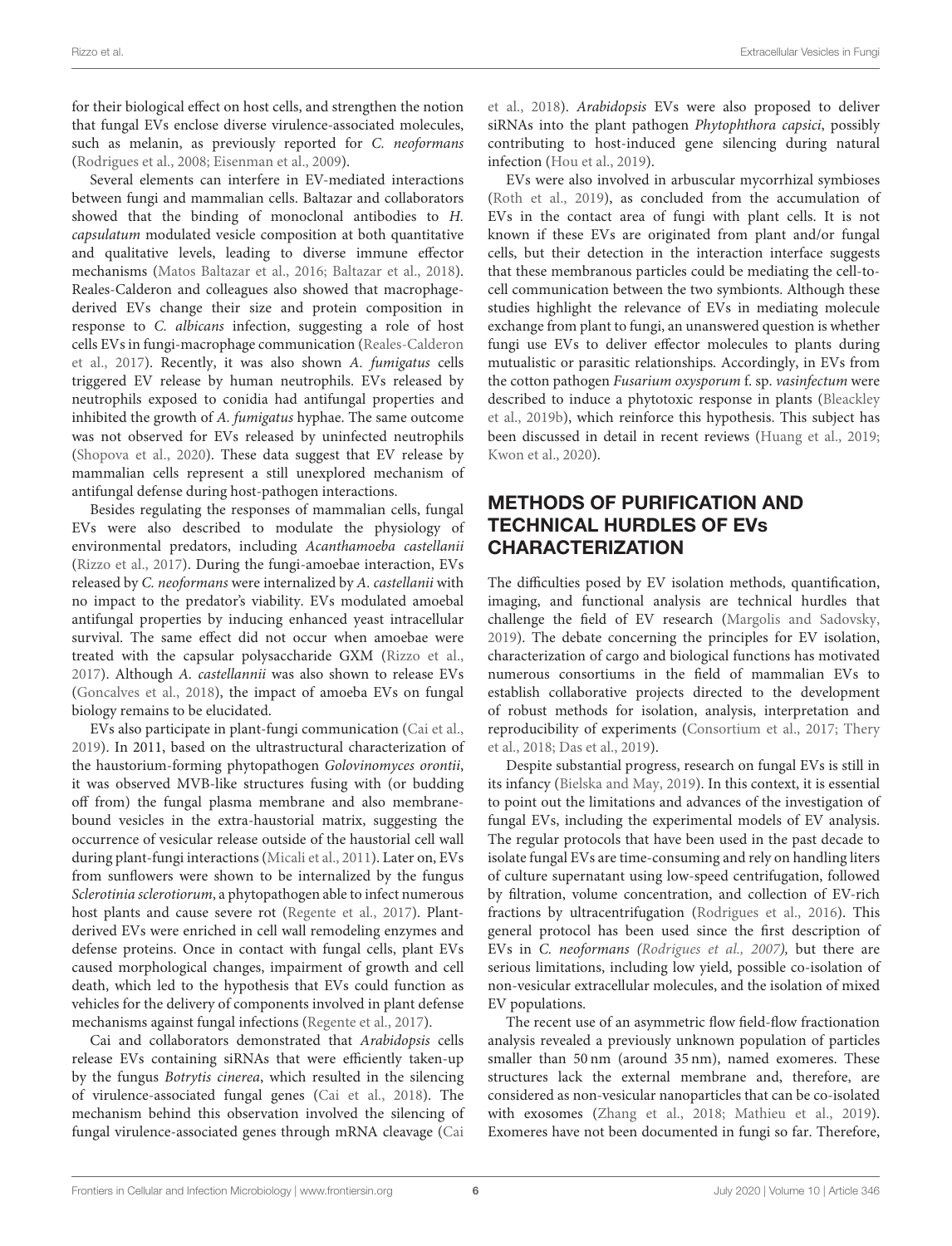for their biological effect on host cells, and strengthen the notion that fungal EVs enclose diverse virulence-associated molecules, such as melanin, as previously reported for *C. neoformans* (Rodrigues et al., 2008; Eisenman et al., 2009).

Several elements can interfere in EV-mediated interactions between fungi and mammalian cells. Baltazar and collaborators showed that the binding of monoclonal antibodies to *H. capsulatum* modulated vesicle composition at both quantitative and qualitative levels, leading to diverse immune effector mechanisms (Matos Baltazar et al., 2016; Baltazar et al., 2018). Reales-Calderon and colleagues also showed that macrophage-derived EVs change their size and protein composition in response to *C. albicans* infection, suggesting a role of host cells EVs in fungi-macrophage communication (Reales-Calderon et al., 2017). Recently, it was also shown *A. fumigatus* cells triggered EV release by human neutrophils. EVs released by neutrophils exposed to conidia had antifungal properties and inhibited the growth of *A. fumigatus* hyphae. The same outcome was not observed for EVs released by uninfected neutrophils (Shopova et al., 2020). These data suggest that EV release by mammalian cells represent a still unexplored mechanism of antifungal defense during host-pathogen interactions.

Besides regulating the responses of mammalian cells, fungal EVs were also described to modulate the physiology of environmental predators, including *Acanthamoeba castellanii* (Rizzo et al., 2017). During the fungi-amoebae interaction, EVs released by *C. neoformans* were internalized by *A. castellanii* with no impact to the predator's viability. EVs modulated amoebal antifungal properties by inducing enhanced yeast intracellular survival. The same effect did not occur when amoebae were treated with the capsular polysaccharide GXM (Rizzo et al., 2017). Although *A. castellannii* was also shown to release EVs (Goncalves et al., 2018), the impact of amoeba EVs on fungal biology remains to be elucidated.

EVs also participate in plant-fungi communication (Cai et al., 2019). In 2011, based on the ultrastructural characterization of the haustorium-forming phytopathogen *Golovinomyces orontii*, it was observed MVB-like structures fusing with (or budding off from) the fungal plasma membrane and also membrane-bound vesicles in the extra-haustorial matrix, suggesting the occurrence of vesicular release outside of the haustorial cell wall during plant-fungi interactions (Micali et al., 2011). Later on, EVs from sunflowers were shown to be internalized by the fungus *Sclerotinia sclerotiorum*, a phytopathogen able to infect numerous host plants and cause severe rot (Regente et al., 2017). Plant-derived EVs were enriched in cell wall remodeling enzymes and defense proteins. Once in contact with fungal cells, plant EVs caused morphological changes, impairment of growth and cell death, which led to the hypothesis that EVs could function as vehicles for the delivery of components involved in plant defense mechanisms against fungal infections (Regente et al., 2017).

Cai and collaborators demonstrated that *Arabidopsis* cells release EVs containing siRNAs that were efficiently taken-up by the fungus *Botrytis cinerea*, which resulted in the silencing of virulence-associated fungal genes (Cai et al., 2018). The mechanism behind this observation involved the silencing of fungal virulence-associated genes through mRNA cleavage (Cai et al., 2018). *Arabidopsis* EVs were also proposed to deliver siRNAs into the plant pathogen *Phytophthora capsici*, possibly contributing to host-induced gene silencing during natural infection (Hou et al., 2019).

EVs were also involved in arbuscular mycorrhizal symbioses (Roth et al., 2019), as concluded from the accumulation of EVs in the contact area of fungi with plant cells. It is not known if these EVs are originated from plant and/or fungal cells, but their detection in the interaction interface suggests that these membranous particles could be mediating the cell-to-cell communication between the two symbionts. Although these studies highlight the relevance of EVs in mediating molecule exchange from plant to fungi, an unanswered question is whether fungi use EVs to deliver effector molecules to plants during mutualistic or parasitic relationships. Accordingly, in EVs from the cotton pathogen *Fusarium oxysporum* f. sp. *vasinfectum* were described to induce a phytotoxic response in plants (Bleackley et al., 2019b), which reinforce this hypothesis. This subject has been discussed in detail in recent reviews (Huang et al., 2019; Kwon et al., 2020).

## METHODS OF PURIFICATION AND TECHNICAL HURDLES OF EVs CHARACTERIZATION

The difficulties posed by EV isolation methods, quantification, imaging, and functional analysis are technical hurdles that challenge the field of EV research (Margolis and Sadovsky, 2019). The debate concerning the principles for EV isolation, characterization of cargo and biological functions has motivated numerous consortiums in the field of mammalian EVs to establish collaborative projects directed to the development of robust methods for isolation, analysis, interpretation and reproducibility of experiments (Consortium et al., 2017; Thery et al., 2018; Das et al., 2019).

Despite substantial progress, research on fungal EVs is still in its infancy (Bielska and May, 2019). In this context, it is essential to point out the limitations and advances of the investigation of fungal EVs, including the experimental models of EV analysis. The regular protocols that have been used in the past decade to isolate fungal EVs are time-consuming and rely on handling liters of culture supernatant using low-speed centrifugation, followed by filtration, volume concentration, and collection of EV-rich fractions by ultracentrifugation (Rodrigues et al., 2016). This general protocol has been used since the first description of EVs in *C. neoformans (Rodrigues et al., 2007),* but there are serious limitations, including low yield, possible co-isolation of non-vesicular extracellular molecules, and the isolation of mixed EV populations.

The recent use of an asymmetric flow field-flow fractionation analysis revealed a previously unknown population of particles smaller than 50 nm (around 35 nm), named exomeres. These structures lack the external membrane and, therefore, are considered as non-vesicular nanoparticles that can be co-isolated with exosomes (Zhang et al., 2018; Mathieu et al., 2019). Exomeres have not been documented in fungi so far. Therefore,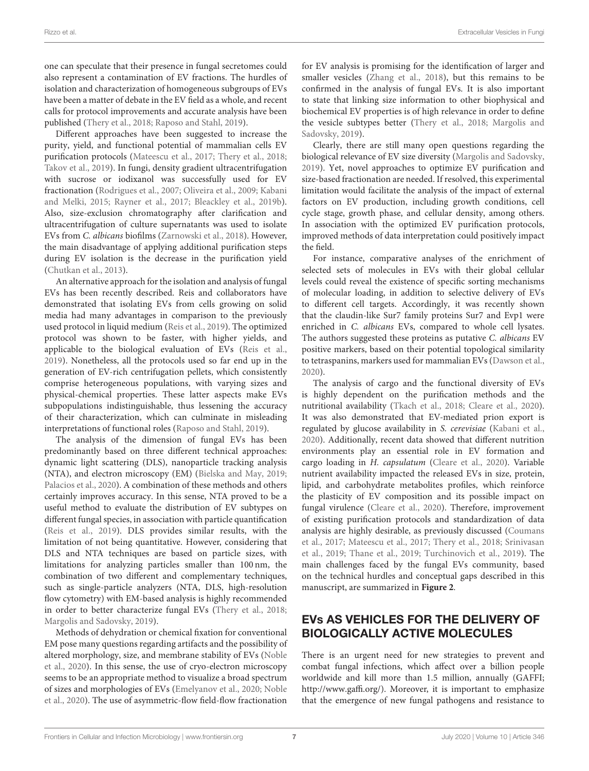one can speculate that their presence in fungal secretomes could also represent a contamination of EV fractions. The hurdles of isolation and characterization of homogeneous subgroups of EVs have been a matter of debate in the EV field as a whole, and recent calls for protocol improvements and accurate analysis have been published (Thery et al., 2018; Raposo and Stahl, 2019).

Different approaches have been suggested to increase the purity, yield, and functional potential of mammalian cells EV purification protocols (Mateescu et al., 2017; Thery et al., 2018; Takov et al., 2019). In fungi, density gradient ultracentrifugation with sucrose or iodixanol was successfully used for EV fractionation (Rodrigues et al., 2007; Oliveira et al., 2009; Kabani and Melki, 2015; Rayner et al., 2017; Bleackley et al., 2019b). Also, size-exclusion chromatography after clarification and ultracentrifugation of culture supernatants was used to isolate EVs from *C. albicans* biofilms (Zarnowski et al., 2018). However, the main disadvantage of applying additional purification steps during EV isolation is the decrease in the purification yield (Chutkan et al., 2013).

An alternative approach for the isolation and analysis of fungal EVs has been recently described. Reis and collaborators have demonstrated that isolating EVs from cells growing on solid media had many advantages in comparison to the previously used protocol in liquid medium (Reis et al., 2019). The optimized protocol was shown to be faster, with higher yields, and applicable to the biological evaluation of EVs (Reis et al., 2019). Nonetheless, all the protocols used so far end up in the generation of EV-rich centrifugation pellets, which consistently comprise heterogeneous populations, with varying sizes and physical-chemical properties. These latter aspects make EVs subpopulations indistinguishable, thus lessening the accuracy of their characterization, which can culminate in misleading interpretations of functional roles (Raposo and Stahl, 2019).

The analysis of the dimension of fungal EVs has been predominantly based on three different technical approaches: dynamic light scattering (DLS), nanoparticle tracking analysis (NTA), and electron microscopy (EM) (Bielska and May, 2019; Palacios et al., 2020). A combination of these methods and others certainly improves accuracy. In this sense, NTA proved to be a useful method to evaluate the distribution of EV subtypes on different fungal species, in association with particle quantification (Reis et al., 2019). DLS provides similar results, with the limitation of not being quantitative. However, considering that DLS and NTA techniques are based on particle sizes, with limitations for analyzing particles smaller than 100 nm, the combination of two different and complementary techniques, such as single-particle analyzers (NTA, DLS, high-resolution flow cytometry) with EM-based analysis is highly recommended in order to better characterize fungal EVs (Thery et al., 2018; Margolis and Sadovsky, 2019).

Methods of dehydration or chemical fixation for conventional EM pose many questions regarding artifacts and the possibility of altered morphology, size, and membrane stability of EVs (Noble et al., 2020). In this sense, the use of cryo-electron microscopy seems to be an appropriate method to visualize a broad spectrum of sizes and morphologies of EVs (Emelyanov et al., 2020; Noble et al., 2020). The use of asymmetric-flow field-flow fractionation for EV analysis is promising for the identification of larger and smaller vesicles (Zhang et al., 2018), but this remains to be confirmed in the analysis of fungal EVs. It is also important to state that linking size information to other biophysical and biochemical EV properties is of high relevance in order to define the vesicle subtypes better (Thery et al., 2018; Margolis and Sadovsky, 2019).

Clearly, there are still many open questions regarding the biological relevance of EV size diversity (Margolis and Sadovsky, 2019). Yet, novel approaches to optimize EV purification and size-based fractionation are needed. If resolved, this experimental limitation would facilitate the analysis of the impact of external factors on EV production, including growth conditions, cell cycle stage, growth phase, and cellular density, among others. In association with the optimized EV purification protocols, improved methods of data interpretation could positively impact the field.

For instance, comparative analyses of the enrichment of selected sets of molecules in EVs with their global cellular levels could reveal the existence of specific sorting mechanisms of molecular loading, in addition to selective delivery of EVs to different cell targets. Accordingly, it was recently shown that the claudin-like Sur7 family proteins Sur7 and Evp1 were enriched in *C. albicans* EVs, compared to whole cell lysates. The authors suggested these proteins as putative *C. albicans* EV positive markers, based on their potential topological similarity to tetraspanins, markers used for mammalian EVs (Dawson et al., 2020).

The analysis of cargo and the functional diversity of EVs is highly dependent on the purification methods and the nutritional availability (Tkach et al., 2018; Cleare et al., 2020). It was also demonstrated that EV-mediated prion export is regulated by glucose availability in *S. cerevisiae* (Kabani et al., 2020). Additionally, recent data showed that different nutrition environments play an essential role in EV formation and cargo loading in *H. capsulatum* (Cleare et al., 2020). Variable nutrient availability impacted the released EVs in size, protein, lipid, and carbohydrate metabolites profiles, which reinforce the plasticity of EV composition and its possible impact on fungal virulence (Cleare et al., 2020). Therefore, improvement of existing purification protocols and standardization of data analysis are highly desirable, as previously discussed (Coumans et al., 2017; Mateescu et al., 2017; Thery et al., 2018; Srinivasan et al., 2019; Thane et al., 2019; Turchinovich et al., 2019). The main challenges faced by the fungal EVs community, based on the technical hurdles and conceptual gaps described in this manuscript, are summarized in **Figure 2**.

## EVs AS VEHICLES FOR THE DELIVERY OF BIOLOGICALLY ACTIVE MOLECULES

There is an urgent need for new strategies to prevent and combat fungal infections, which affect over a billion people worldwide and kill more than 1.5 million, annually (GAFFI; http://www.gaffi.org/). Moreover, it is important to emphasize that the emergence of new fungal pathogens and resistance to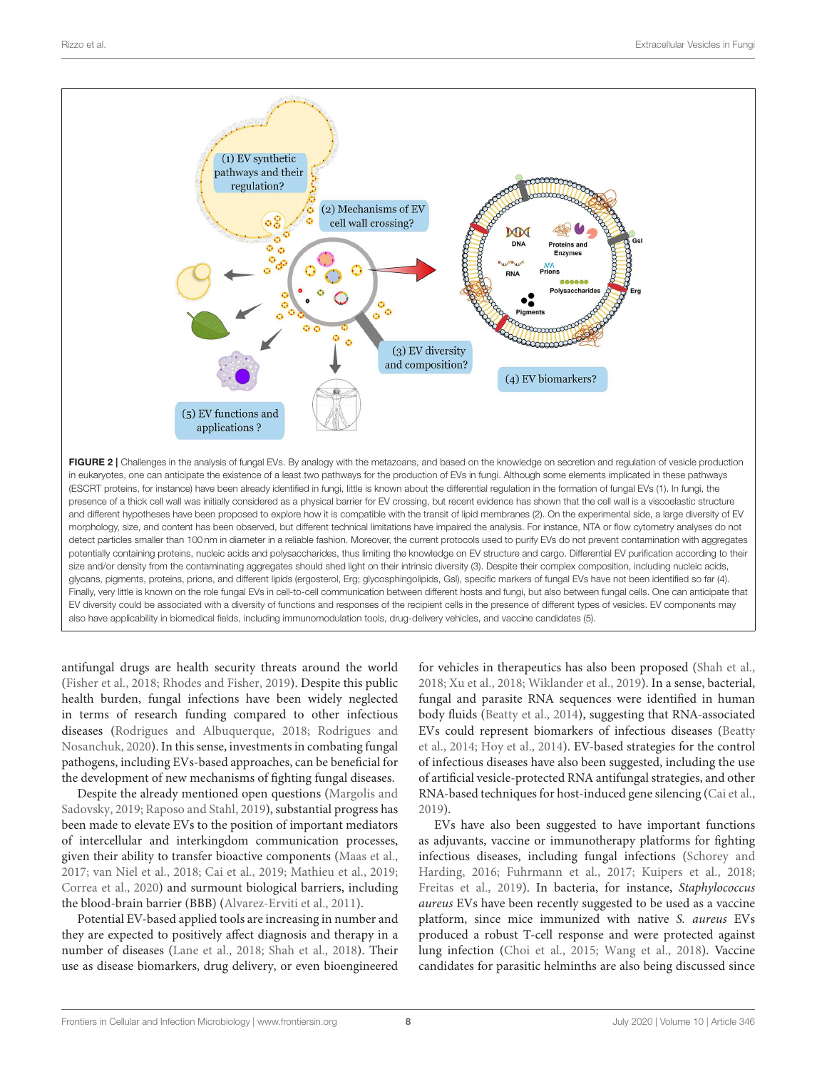**FIGURE 2** | Challenges in the analysis of fungal EVs. By analogy with the metazoans, and based on the knowledge on secretion and regulation of vesicle production in eukaryotes, one can anticipate the existence of a least two pathways for the production of EVs in fungi. Although some elements implicated in these pathways (ESCRT proteins, for instance) have been already identified in fungi, little is known about the differential regulation in the formation of fungal EVs (1). In fungi, the presence of a thick cell wall was initially considered as a physical barrier for EV crossing, but recent evidence has shown that the cell wall is a viscoelastic structure and different hypotheses have been proposed to explore how it is compatible with the transit of lipid membranes (2). On the experimental side, a large diversity of EV morphology, size, and content has been observed, but different technical limitations have impaired the analysis. For instance, NTA or flow cytometry analyses do not detect particles smaller than 100 nm in diameter in a reliable fashion. Moreover, the current protocols used to purify EVs do not prevent contamination with aggregates potentially containing proteins, nucleic acids and polysaccharides, thus limiting the knowledge on EV structure and cargo. Differential EV purification according to their size and/or density from the contaminating aggregates should shed light on their intrinsic diversity (3). Despite their complex composition, including nucleic acids, glycans, pigments, proteins, prions, and different lipids (ergosterol, Erg; glycosphingolipids, Gsl), specific markers of fungal EVs have not been identified so far (4). Finally, very little is known on the role fungal EVs in cell-to-cell communication between different hosts and fungi, but also between fungal cells. One can anticipate that EV diversity could be associated with a diversity of functions and responses of the recipient cells in the presence of different types of vesicles. EV components may also have applicability in biomedical fields, including immunomodulation tools, drug-delivery vehicles, and vaccine candidates (5).

antifungal drugs are health security threats around the world (Fisher et al., 2018; Rhodes and Fisher, 2019). Despite this public health burden, fungal infections have been widely neglected in terms of research funding compared to other infectious diseases (Rodrigues and Albuquerque, 2018; Rodrigues and Nosanchuk, 2020). In this sense, investments in combating fungal pathogens, including EVs-based approaches, can be beneficial for the development of new mechanisms of fighting fungal diseases.

Despite the already mentioned open questions (Margolis and Sadovsky, 2019; Raposo and Stahl, 2019), substantial progress has been made to elevate EVs to the position of important mediators of intercellular and interkingdom communication processes, given their ability to transfer bioactive components (Maas et al., 2017; van Niel et al., 2018; Cai et al., 2019; Mathieu et al., 2019; Correa et al., 2020) and surmount biological barriers, including the blood-brain barrier (BBB) (Alvarez-Erviti et al., 2011).

Potential EV-based applied tools are increasing in number and they are expected to positively affect diagnosis and therapy in a number of diseases (Lane et al., 2018; Shah et al., 2018). Their use as disease biomarkers, drug delivery, or even bioengineered for vehicles in therapeutics has also been proposed (Shah et al., 2018; Xu et al., 2018; Wiklander et al., 2019). In a sense, bacterial, fungal and parasite RNA sequences were identified in human body fluids (Beatty et al., 2014), suggesting that RNA-associated EVs could represent biomarkers of infectious diseases (Beatty et al., 2014; Hoy et al., 2014). EV-based strategies for the control of infectious diseases have also been suggested, including the use of artificial vesicle-protected RNA antifungal strategies, and other RNA-based techniques for host-induced gene silencing (Cai et al., 2019).

EVs have also been suggested to have important functions as adjuvants, vaccine or immunotherapy platforms for fighting infectious diseases, including fungal infections (Schorey and Harding, 2016; Fuhrmann et al., 2017; Kuipers et al., 2018; Freitas et al., 2019). In bacteria, for instance, *Staphylococcus aureus* EVs have been recently suggested to be used as a vaccine platform, since mice immunized with native *S. aureus* EVs produced a robust T-cell response and were protected against lung infection (Choi et al., 2015; Wang et al., 2018). Vaccine candidates for parasitic helminths are also being discussed since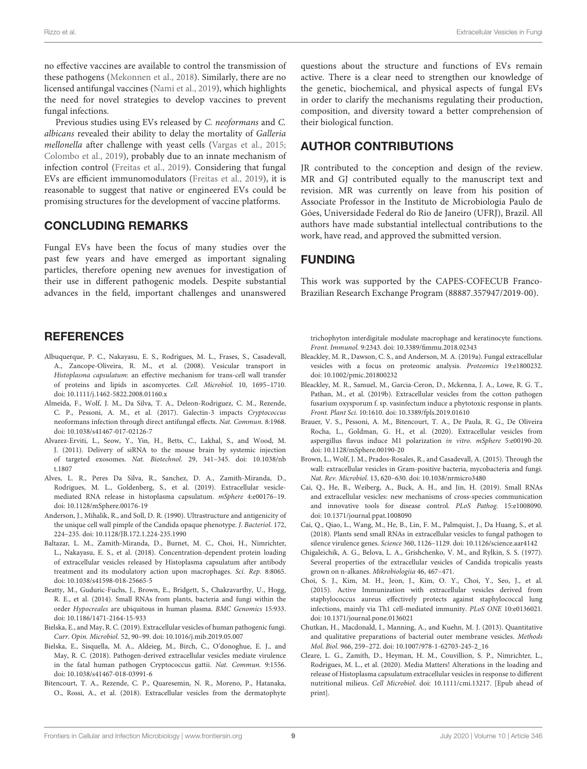no effective vaccines are available to control the transmission of these pathogens (Mekonnen et al., 2018). Similarly, there are no licensed antifungal vaccines (Nami et al., 2019), which highlights the need for novel strategies to develop vaccines to prevent fungal infections.

Previous studies using EVs released by *C. neoformans* and *C. albicans* revealed their ability to delay the mortality of *Galleria mellonella* after challenge with yeast cells (Vargas et al., 2015; Colombo et al., 2019), probably due to an innate mechanism of infection control (Freitas et al., 2019). Considering that fungal EVs are efficient immunomodulators (Freitas et al., 2019), it is reasonable to suggest that native or engineered EVs could be promising structures for the development of vaccine platforms.

## CONCLUDING REMARKS

Fungal EVs have been the focus of many studies over the past few years and have emerged as important signaling particles, therefore opening new avenues for investigation of their use in different pathogenic models. Despite substantial advances in the field, important challenges and unanswered questions about the structure and functions of EVs remain active. There is a clear need to strengthen our knowledge of the genetic, biochemical, and physical aspects of fungal EVs in order to clarify the mechanisms regulating their production, composition, and diversity toward a better comprehension of their biological function.

## AUTHOR CONTRIBUTIONS

JR contributed to the conception and design of the review. MR and GJ contributed equally to the manuscript text and revision. MR was currently on leave from his position of Associate Professor in the Instituto de Microbiologia Paulo de Góes, Universidade Federal do Rio de Janeiro (UFRJ), Brazil. All authors have made substantial intellectual contributions to the work, have read, and approved the submitted version.

## FUNDING

This work was supported by the CAPES-COFECUB Franco-Brazilian Research Exchange Program (88887.357947/2019-00).

## REFERENCES

Albuquerque, P. C., Nakayasu, E. S., Rodrigues, M. L., Frases, S., Casadevall, A., Zancope-Oliveira, R. M., et al. (2008). Vesicular transport in *Histoplasma capsulatum*: an effective mechanism for trans-cell wall transfer of proteins and lipids in ascomycetes. *Cell. Microbiol.* 10, 1695–1710. doi: 10.1111/j.1462-5822.2008.01160.x

Almeida, F., Wolf, J. M., Da Silva, T. A., Deleon-Rodriguez, C. M., Rezende, C. P., Pessoni, A. M., et al. (2017). Galectin-3 impacts *Cryptococcus* neoformans infection through direct antifungal effects. *Nat. Commun.* 8:1968. doi: 10.1038/s41467-017-02126-7

Alvarez-Erviti, L., Seow, Y., Yin, H., Betts, C., Lakhal, S., and Wood, M. J. (2011). Delivery of siRNA to the mouse brain by systemic injection of targeted exosomes. *Nat. Biotechnol.* 29, 341–345. doi: 10.1038/nbt.1807

Alves, L. R., Peres Da Silva, R., Sanchez, D. A., Zamith-Miranda, D., Rodrigues, M. L., Goldenberg, S., et al. (2019). Extracellular vesicle-mediated RNA release in histoplasma capsulatum. *mSphere* 4:e00176–19. doi: 10.1128/mSphere.00176-19

Anderson, J., Mihalik, R., and Soll, D. R. (1990). Ultrastructure and antigenicity of the unique cell wall pimple of the Candida opaque phenotype. *J. Bacteriol.* 172, 224–235. doi: 10.1128/JB.172.1.224-235.1990

Baltazar, L. M., Zamith-Miranda, D., Burnet, M. C., Choi, H., Nimrichter, L., Nakayasu, E. S., et al. (2018). Concentration-dependent protein loading of extracellular vesicles released by Histoplasma capsulatum after antibody treatment and its modulatory action upon macrophages. *Sci. Rep.* 8:8065. doi: 10.1038/s41598-018-25665-5

Beatty, M., Guduric-Fuchs, J., Brown, E., Bridgett, S., Chakravarthy, U., Hogg, R. E., et al. (2014). Small RNAs from plants, bacteria and fungi within the order *Hypocreales* are ubiquitous in human plasma. *BMC Genomics* 15:933. doi: 10.1186/1471-2164-15-933

Bielska, E., and May, R. C. (2019). Extracellular vesicles of human pathogenic fungi. *Curr. Opin. Microbiol.* 52, 90–99. doi: 10.1016/j.mib.2019.05.007

Bielska, E., Sisquella, M. A., Aldeieg, M., Birch, C., O'donoghue, E. J., and May, R. C. (2018). Pathogen-derived extracellular vesicles mediate virulence in the fatal human pathogen Cryptococcus gattii. *Nat. Commun.* 9:1556. doi: 10.1038/s41467-018-03991-6

Bitencourt, T. A., Rezende, C. P., Quaresemin, N. R., Moreno, P., Hatanaka, O., Rossi, A., et al. (2018). Extracellular vesicles from the dermatophyte trichophyton interdigitale modulate macrophage and keratinocyte functions. *Front. Immunol.* 9:2343. doi: 10.3389/fimmu.2018.02343

Bleackley, M. R., Dawson, C. S., and Anderson, M. A. (2019a). Fungal extracellular vesicles with a focus on proteomic analysis. *Proteomics* 19:e1800232. doi: 10.1002/pmic.201800232

Bleackley, M. R., Samuel, M., Garcia-Ceron, D., Mckenna, J. A., Lowe, R. G. T., Pathan, M., et al. (2019b). Extracellular vesicles from the cotton pathogen fusarium oxysporum f. sp. vasinfectum induce a phytotoxic response in plants. *Front. Plant Sci.* 10:1610. doi: 10.3389/fpls.2019.01610

Brauer, V. S., Pessoni, A. M., Bitencourt, T. A., De Paula, R. G., De Oliveira Rocha, L., Goldman, G. H., et al. (2020). Extracellular vesicles from aspergillus flavus induce M1 polarization *in vitro*. *mSphere* 5:e00190-20. doi: 10.1128/mSphere.00190-20

Brown, L., Wolf, J. M., Prados-Rosales, R., and Casadevall, A. (2015). Through the wall: extracellular vesicles in Gram-positive bacteria, mycobacteria and fungi. *Nat. Rev. Microbiol.* 13, 620–630. doi: 10.1038/nrmicro3480

Cai, Q., He, B., Weiberg, A., Buck, A. H., and Jin, H. (2019). Small RNAs and extracellular vesicles: new mechanisms of cross-species communication and innovative tools for disease control. *PLoS Pathog.* 15:e1008090. doi: 10.1371/journal.ppat.1008090

Cai, Q., Qiao, L., Wang, M., He, B., Lin, F. M., Palmquist, J., Da Huang, S., et al. (2018). Plants send small RNAs in extracellular vesicles to fungal pathogen to silence virulence genes. *Science* 360, 1126–1129. doi: 10.1126/science.aar4142

Chigaleichik, A. G., Belova, L. A., Grishchenko, V. M., and Rylkin, S. S. (1977). Several properties of the extracellular vesicles of Candida tropicalis yeasts grown on n-alkanes. *Mikrobiologiia* 46, 467–471.

Choi, S. J., Kim, M. H., Jeon, J., Kim, O. Y., Choi, Y., Seo, J., et al. (2015). Active Immunization with extracellular vesicles derived from staphylococcus aureus effectively protects against staphylococcal lung infections, mainly via Th1 cell-mediated immunity. *PLoS ONE* 10:e0136021. doi: 10.1371/journal.pone.0136021

Chutkan, H., Macdonald, I., Manning, A., and Kuehn, M. J. (2013). Quantitative and qualitative preparations of bacterial outer membrane vesicles. *Methods Mol. Biol.* 966, 259–272. doi: 10.1007/978-1-62703-245-2_16

Cleare, L. G., Zamith, D., Heyman, H. M., Couvillion, S. P., Nimrichter, L., Rodrigues, M. L., et al. (2020). Media Matters! Alterations in the loading and release of Histoplasma capsulatum extracellular vesicles in response to different nutritional milieus. *Cell Microbiol.* doi: 10.1111/cmi.13217. [Epub ahead of print].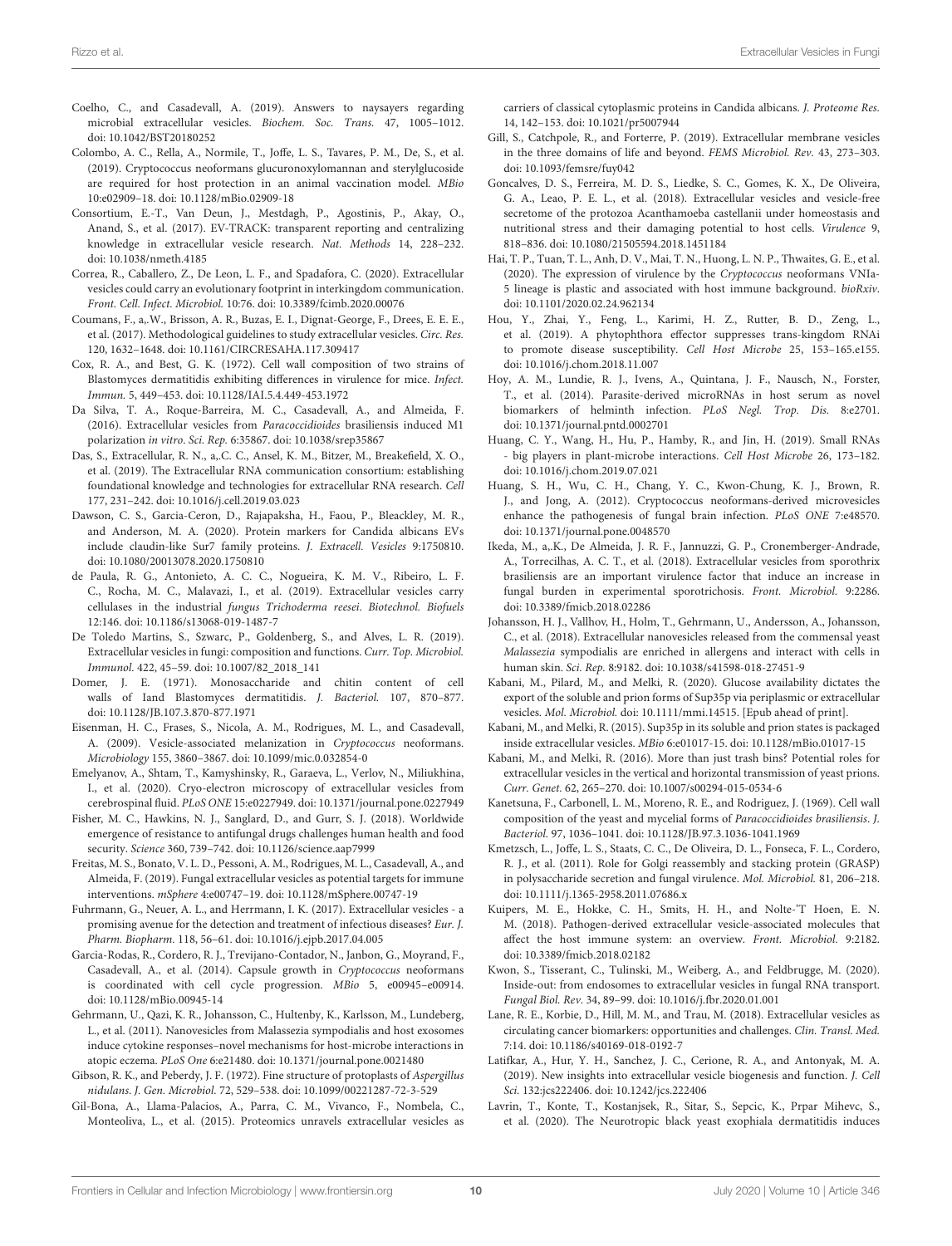Coelho, C., and Casadevall, A. (2019). Answers to naysayers regarding microbial extracellular vesicles. Biochem. Soc. Trans. 47, 1005–1012. doi: 10.1042/BST20180252

Colombo, A. C., Rella, A., Normile, T., Joffe, L. S., Tavares, P. M., De, S., et al. (2019). Cryptococcus neoformans glucuronoxylomannan and sterylglucoside are required for host protection in an animal vaccination model. MBio 10:e02909–18. doi: 10.1128/mBio.02909-18

Consortium, E.-T., Van Deun, J., Mestdagh, P., Agostinis, P., Akay, O., Anand, S., et al. (2017). EV-TRACK: transparent reporting and centralizing knowledge in extracellular vesicle research. Nat. Methods 14, 228–232. doi: 10.1038/nmeth.4185

Correa, R., Caballero, Z., De Leon, L. F., and Spadafora, C. (2020). Extracellular vesicles could carry an evolutionary footprint in interkingdom communication. Front. Cell. Infect. Microbiol. 10:76. doi: 10.3389/fcimb.2020.00076

Coumans, F., a,.W., Brisson, A. R., Buzas, E. I., Dignat-George, F., Drees, E. E. E., et al. (2017). Methodological guidelines to study extracellular vesicles. Circ. Res. 120, 1632–1648. doi: 10.1161/CIRCRESAHA.117.309417

Cox, R. A., and Best, G. K. (1972). Cell wall composition of two strains of Blastomyces dermatitidis exhibiting differences in virulence for mice. Infect. Immun. 5, 449–453. doi: 10.1128/IAI.5.4.449-453.1972

Da Silva, T. A., Roque-Barreira, M. C., Casadevall, A., and Almeida, F. (2016). Extracellular vesicles from *Paracoccidioides* brasiliensis induced M1 polarization *in vitro*. Sci. Rep. 6:35867. doi: 10.1038/srep35867

Das, S., Extracellular, R. N., a,.C. C., Ansel, K. M., Bitzer, M., Breakefield, X. O., et al. (2019). The Extracellular RNA communication consortium: establishing foundational knowledge and technologies for extracellular RNA research. Cell 177, 231–242. doi: 10.1016/j.cell.2019.03.023

Dawson, C. S., Garcia-Ceron, D., Rajapaksha, H., Faou, P., Bleackley, M. R., and Anderson, M. A. (2020). Protein markers for Candida albicans EVs include claudin-like Sur7 family proteins. J. Extracell. Vesicles 9:1750810. doi: 10.1080/20013078.2020.1750810

de Paula, R. G., Antonieto, A. C. C., Nogueira, K. M. V., Ribeiro, L. F. C., Rocha, M. C., Malavazi, I., et al. (2019). Extracellular vesicles carry cellulases in the industrial *fungus Trichoderma reesei*. Biotechnol. Biofuels 12:146. doi: 10.1186/s13068-019-1487-7

De Toledo Martins, S., Szwarc, P., Goldenberg, S., and Alves, L. R. (2019). Extracellular vesicles in fungi: composition and functions. Curr. Top. Microbiol. Immunol. 422, 45–59. doi: 10.1007/82_2018_141

Domer, J. E. (1971). Monosaccharide and chitin content of cell walls of Iand Blastomyces dermatitidis. J. Bacteriol. 107, 870–877. doi: 10.1128/JB.107.3.870-877.1971

Eisenman, H. C., Frases, S., Nicola, A. M., Rodrigues, M. L., and Casadevall, A. (2009). Vesicle-associated melanization in *Cryptococcus* neoformans. Microbiology 155, 3860–3867. doi: 10.1099/mic.0.032854-0

Emelyanov, A., Shtam, T., Kamyshinsky, R., Garaeva, L., Verlov, N., Miliukhina, I., et al. (2020). Cryo-electron microscopy of extracellular vesicles from cerebrospinal fluid. PLoS ONE 15:e0227949. doi: 10.1371/journal.pone.0227949

Fisher, M. C., Hawkins, N. J., Sanglard, D., and Gurr, S. J. (2018). Worldwide emergence of resistance to antifungal drugs challenges human health and food security. Science 360, 739–742. doi: 10.1126/science.aap7999

Freitas, M. S., Bonato, V. L. D., Pessoni, A. M., Rodrigues, M. L., Casadevall, A., and Almeida, F. (2019). Fungal extracellular vesicles as potential targets for immune interventions. mSphere 4:e00747–19. doi: 10.1128/mSphere.00747-19

Fuhrmann, G., Neuer, A. L., and Herrmann, I. K. (2017). Extracellular vesicles - a promising avenue for the detection and treatment of infectious diseases? Eur. J. Pharm. Biopharm. 118, 56–61. doi: 10.1016/j.ejpb.2017.04.005

Garcia-Rodas, R., Cordero, R. J., Trevijano-Contador, N., Janbon, G., Moyrand, F., Casadevall, A., et al. (2014). Capsule growth in *Cryptococcus* neoformans is coordinated with cell cycle progression. MBio 5, e00945–e00914. doi: 10.1128/mBio.00945-14

Gehrmann, U., Qazi, K. R., Johansson, C., Hultenby, K., Karlsson, M., Lundeberg, L., et al. (2011). Nanovesicles from Malassezia sympodialis and host exosomes induce cytokine responses–novel mechanisms for host-microbe interactions in atopic eczema. PLoS One 6:e21480. doi: 10.1371/journal.pone.0021480

Gibson, R. K., and Peberdy, J. F. (1972). Fine structure of protoplasts of *Aspergillus* nidulans. J. Gen. Microbiol. 72, 529–538. doi: 10.1099/00221287-72-3-529

Gil-Bona, A., Llama-Palacios, A., Parra, C. M., Vivanco, F., Nombela, C., Monteoliva, L., et al. (2015). Proteomics unravels extracellular vesicles as carriers of classical cytoplasmic proteins in Candida albicans. J. Proteome Res. 14, 142–153. doi: 10.1021/pr5007944

Gill, S., Catchpole, R., and Forterre, P. (2019). Extracellular membrane vesicles in the three domains of life and beyond. FEMS Microbiol. Rev. 43, 273–303. doi: 10.1093/femsre/fuy042

Goncalves, D. S., Ferreira, M. D. S., Liedke, S. C., Gomes, K. X., De Oliveira, G. A., Leao, P. E. L., et al. (2018). Extracellular vesicles and vesicle-free secretome of the protozoa Acanthamoeba castellanii under homeostasis and nutritional stress and their damaging potential to host cells. Virulence 9, 818–836. doi: 10.1080/21505594.2018.1451184

Hai, T. P., Tuan, T. L., Anh, D. V., Mai, T. N., Huong, L. N. P., Thwaites, G. E., et al. (2020). The expression of virulence by the *Cryptococcus* neoformans VNIa-5 lineage is plastic and associated with host immune background. bioRxiv. doi: 10.1101/2020.02.24.962134

Hou, Y., Zhai, Y., Feng, L., Karimi, H. Z., Rutter, B. D., Zeng, L., et al. (2019). A phytophthora effector suppresses trans-kingdom RNAi to promote disease susceptibility. Cell Host Microbe 25, 153–165.e155. doi: 10.1016/j.chom.2018.11.007

Hoy, A. M., Lundie, R. J., Ivens, A., Quintana, J. F., Nausch, N., Forster, T., et al. (2014). Parasite-derived microRNAs in host serum as novel biomarkers of helminth infection. PLoS Negl. Trop. Dis. 8:e2701. doi: 10.1371/journal.pntd.0002701

Huang, C. Y., Wang, H., Hu, P., Hamby, R., and Jin, H. (2019). Small RNAs - big players in plant-microbe interactions. Cell Host Microbe 26, 173–182. doi: 10.1016/j.chom.2019.07.021

Huang, S. H., Wu, C. H., Chang, Y. C., Kwon-Chung, K. J., Brown, R. J., and Jong, A. (2012). Cryptococcus neoformans-derived microvesicles enhance the pathogenesis of fungal brain infection. PLoS ONE 7:e48570. doi: 10.1371/journal.pone.0048570

Ikeda, M., a,.K., De Almeida, J. R. F., Jannuzzi, G. P., Cronemberger-Andrade, A., Torrecilhas, A. C. T., et al. (2018). Extracellular vesicles from sporothrix brasiliensis are an important virulence factor that induce an increase in fungal burden in experimental sporotrichosis. Front. Microbiol. 9:2286. doi: 10.3389/fmicb.2018.02286

Johansson, H. J., Vallhov, H., Holm, T., Gehrmann, U., Andersson, A., Johansson, C., et al. (2018). Extracellular nanovesicles released from the commensal yeast *Malassezia* sympodialis are enriched in allergens and interact with cells in human skin. Sci. Rep. 8:9182. doi: 10.1038/s41598-018-27451-9

Kabani, M., Pilard, M., and Melki, R. (2020). Glucose availability dictates the export of the soluble and prion forms of Sup35p via periplasmic or extracellular vesicles. Mol. Microbiol. doi: 10.1111/mmi.14515. [Epub ahead of print].

Kabani, M., and Melki, R. (2015). Sup35p in its soluble and prion states is packaged inside extracellular vesicles. MBio 6:e01017-15. doi: 10.1128/mBio.01017-15

Kabani, M., and Melki, R. (2016). More than just trash bins? Potential roles for extracellular vesicles in the vertical and horizontal transmission of yeast prions. Curr. Genet. 62, 265–270. doi: 10.1007/s00294-015-0534-6

Kanetsuna, F., Carbonell, L. M., Moreno, R. E., and Rodriguez, J. (1969). Cell wall composition of the yeast and mycelial forms of *Paracoccidioides brasiliensis*. J. Bacteriol. 97, 1036–1041. doi: 10.1128/JB.97.3.1036-1041.1969

Kmetzsch, L., Joffe, L. S., Staats, C. C., De Oliveira, D. L., Fonseca, F. L., Cordero, R. J., et al. (2011). Role for Golgi reassembly and stacking protein (GRASP) in polysaccharide secretion and fungal virulence. Mol. Microbiol. 81, 206–218. doi: 10.1111/j.1365-2958.2011.07686.x

Kuipers, M. E., Hokke, C. H., Smits, H. H., and Nolte-'T Hoen, E. N. M. (2018). Pathogen-derived extracellular vesicle-associated molecules that affect the host immune system: an overview. Front. Microbiol. 9:2182. doi: 10.3389/fmicb.2018.02182

Kwon, S., Tisserant, C., Tulinski, M., Weiberg, A., and Feldbrugge, M. (2020). Inside-out: from endosomes to extracellular vesicles in fungal RNA transport. Fungal Biol. Rev. 34, 89–99. doi: 10.1016/j.fbr.2020.01.001

Lane, R. E., Korbie, D., Hill, M. M., and Trau, M. (2018). Extracellular vesicles as circulating cancer biomarkers: opportunities and challenges. Clin. Transl. Med. 7:14. doi: 10.1186/s40169-018-0192-7

Latifkar, A., Hur, Y. H., Sanchez, J. C., Cerione, R. A., and Antonyak, M. A. (2019). New insights into extracellular vesicle biogenesis and function. J. Cell Sci. 132:jcs222406. doi: 10.1242/jcs.222406

Lavrin, T., Konte, T., Kostanjsek, R., Sitar, S., Sepcic, K., Prpar Mihevc, S., et al. (2020). The Neurotropic black yeast exophiala dermatitidis induces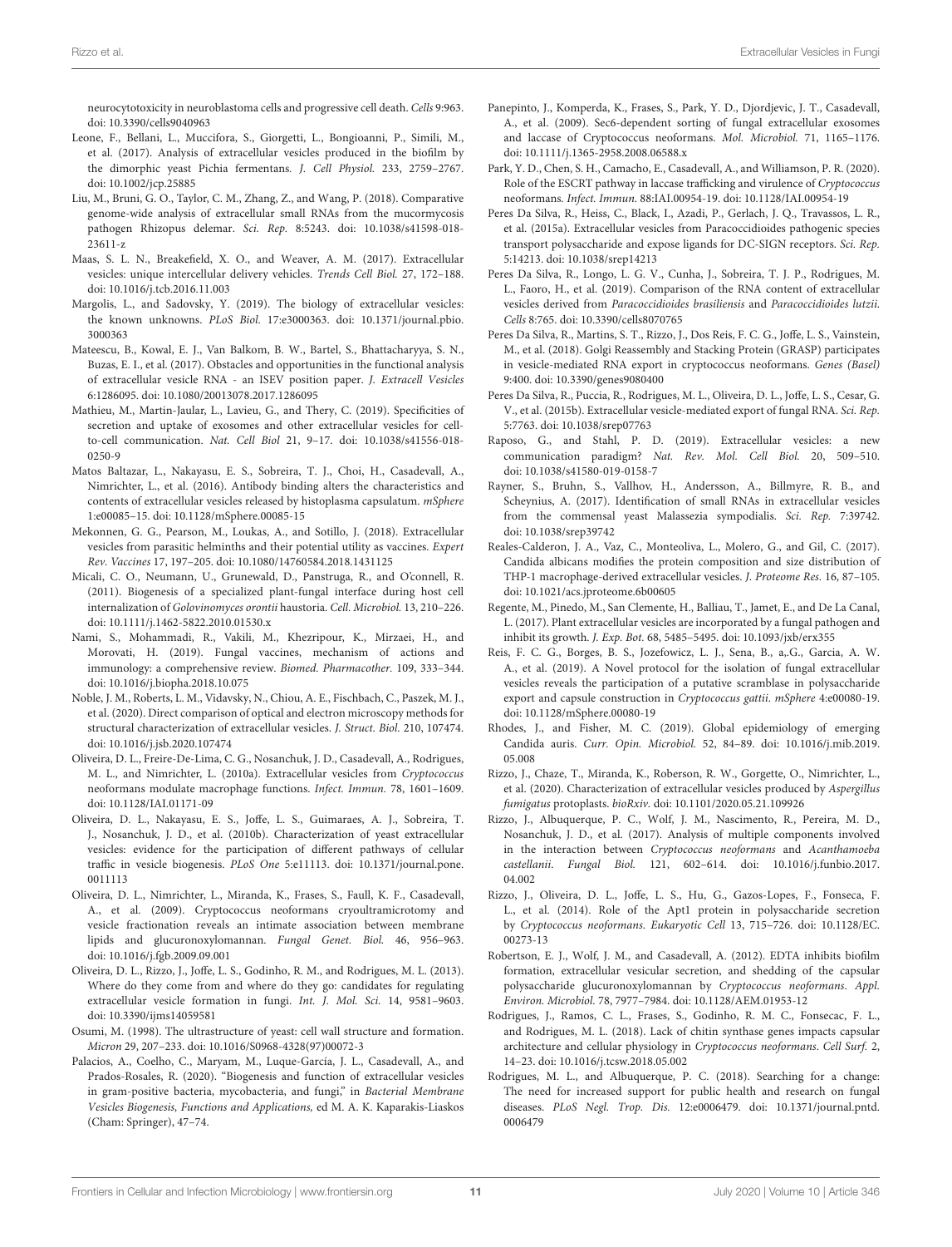neurocytotoxicity in neuroblastoma cells and progressive cell death. *Cells* 9:963. doi: 10.3390/cells9040963

Leone, F., Bellani, L., Muccifora, S., Giorgetti, L., Bongioanni, P., Simili, M., et al. (2017). Analysis of extracellular vesicles produced in the biofilm by the dimorphic yeast Pichia fermentans. *J. Cell Physiol.* 233, 2759–2767. doi: 10.1002/jcp.25885

Liu, M., Bruni, G. O., Taylor, C. M., Zhang, Z., and Wang, P. (2018). Comparative genome-wide analysis of extracellular small RNAs from the mucormycosis pathogen Rhizopus delemar. *Sci. Rep.* 8:5243. doi: 10.1038/s41598-018-23611-z

Maas, S. L. N., Breakefield, X. O., and Weaver, A. M. (2017). Extracellular vesicles: unique intercellular delivery vehicles. *Trends Cell Biol.* 27, 172–188. doi: 10.1016/j.tcb.2016.11.003

Margolis, L., and Sadovsky, Y. (2019). The biology of extracellular vesicles: the known unknowns. *PLoS Biol.* 17:e3000363. doi: 10.1371/journal.pbio.3000363

Mateescu, B., Kowal, E. J., Van Balkom, B. W., Bartel, S., Bhattacharyya, S. N., Buzas, E. I., et al. (2017). Obstacles and opportunities in the functional analysis of extracellular vesicle RNA - an ISEV position paper. *J. Extracell Vesicles* 6:1286095. doi: 10.1080/20013078.2017.1286095

Mathieu, M., Martin-Jaular, L., Lavieu, G., and Thery, C. (2019). Specificities of secretion and uptake of exosomes and other extracellular vesicles for cell-to-cell communication. *Nat. Cell Biol* 21, 9–17. doi: 10.1038/s41556-018-0250-9

Matos Baltazar, L., Nakayasu, E. S., Sobreira, T. J., Choi, H., Casadevall, A., Nimrichter, L., et al. (2016). Antibody binding alters the characteristics and contents of extracellular vesicles released by histoplasma capsulatum. *mSphere* 1:e00085–15. doi: 10.1128/mSphere.00085-15

Mekonnen, G. G., Pearson, M., Loukas, A., and Sotillo, J. (2018). Extracellular vesicles from parasitic helminths and their potential utility as vaccines. *Expert Rev. Vaccines* 17, 197–205. doi: 10.1080/14760584.2018.1431125

Micali, C. O., Neumann, U., Grunewald, D., Panstruga, R., and O'connell, R. (2011). Biogenesis of a specialized plant-fungal interface during host cell internalization of *Golovinomyces orontii* haustoria. *Cell. Microbiol.* 13, 210–226. doi: 10.1111/j.1462-5822.2010.01530.x

Nami, S., Mohammadi, R., Vakili, M., Khezripour, K., Mirzaei, H., and Morovati, H. (2019). Fungal vaccines, mechanism of actions and immunology: a comprehensive review. *Biomed. Pharmacother.* 109, 333–344. doi: 10.1016/j.biopha.2018.10.075

Noble, J. M., Roberts, L. M., Vidavsky, N., Chiou, A. E., Fischbach, C., Paszek, M. J., et al. (2020). Direct comparison of optical and electron microscopy methods for structural characterization of extracellular vesicles. *J. Struct. Biol.* 210, 107474. doi: 10.1016/j.jsb.2020.107474

Oliveira, D. L., Freire-De-Lima, C. G., Nosanchuk, J. D., Casadevall, A., Rodrigues, M. L., and Nimrichter, L. (2010a). Extracellular vesicles from *Cryptococcus* neoformans modulate macrophage functions. *Infect. Immun.* 78, 1601–1609. doi: 10.1128/IAI.01171-09

Oliveira, D. L., Nakayasu, E. S., Joffe, L. S., Guimaraes, A. J., Sobreira, T. J., Nosanchuk, J. D., et al. (2010b). Characterization of yeast extracellular vesicles: evidence for the participation of different pathways of cellular traffic in vesicle biogenesis. *PLoS One* 5:e11113. doi: 10.1371/journal.pone.0011113

Oliveira, D. L., Nimrichter, L., Miranda, K., Frases, S., Faull, K. F., Casadevall, A., et al. (2009). Cryptococcus neoformans cryoultramicrotomy and vesicle fractionation reveals an intimate association between membrane lipids and glucuronoxylomannan. *Fungal Genet. Biol.* 46, 956–963. doi: 10.1016/j.fgb.2009.09.001

Oliveira, D. L., Rizzo, J., Joffe, L. S., Godinho, R. M., and Rodrigues, M. L. (2013). Where do they come from and where do they go: candidates for regulating extracellular vesicle formation in fungi. *Int. J. Mol. Sci.* 14, 9581–9603. doi: 10.3390/ijms14059581

Osumi, M. (1998). The ultrastructure of yeast: cell wall structure and formation. *Micron* 29, 207–233. doi: 10.1016/S0968-4328(97)00072-3

Palacios, A., Coelho, C., Maryam, M., Luque-García, J. L., Casadevall, A., and Prados-Rosales, R. (2020). "Biogenesis and function of extracellular vesicles in gram-positive bacteria, mycobacteria, and fungi," in *Bacterial Membrane Vesicles Biogenesis, Functions and Applications,* ed M. A. K. Kaparakis-Liaskos (Cham: Springer), 47–74.

Panepinto, J., Komperda, K., Frases, S., Park, Y. D., Djordjevic, J. T., Casadevall, A., et al. (2009). Sec6-dependent sorting of fungal extracellular exosomes and laccase of Cryptococcus neoformans. *Mol. Microbiol.* 71, 1165–1176. doi: 10.1111/j.1365-2958.2008.06588.x

Park, Y. D., Chen, S. H., Camacho, E., Casadevall, A., and Williamson, P. R. (2020). Role of the ESCRT pathway in laccase trafficking and virulence of *Cryptococcus* neoformans. *Infect. Immun.* 88:IAI.00954-19. doi: 10.1128/IAI.00954-19

Peres Da Silva, R., Heiss, C., Black, I., Azadi, P., Gerlach, J. Q., Travassos, L. R., et al. (2015a). Extracellular vesicles from Paracoccidioides pathogenic species transport polysaccharide and expose ligands for DC-SIGN receptors. *Sci. Rep.* 5:14213. doi: 10.1038/srep14213

Peres Da Silva, R., Longo, L. G. V., Cunha, J., Sobreira, T. J. P., Rodrigues, M. L., Faoro, H., et al. (2019). Comparison of the RNA content of extracellular vesicles derived from *Paracoccidioides brasiliensis* and *Paracoccidioides lutzii*. *Cells* 8:765. doi: 10.3390/cells8070765

Peres Da Silva, R., Martins, S. T., Rizzo, J., Dos Reis, F. C. G., Joffe, L. S., Vainstein, M., et al. (2018). Golgi Reassembly and Stacking Protein (GRASP) participates in vesicle-mediated RNA export in cryptococcus neoformans. *Genes (Basel)* 9:400. doi: 10.3390/genes9080400

Peres Da Silva, R., Puccia, R., Rodrigues, M. L., Oliveira, D. L., Joffe, L. S., Cesar, G. V., et al. (2015b). Extracellular vesicle-mediated export of fungal RNA. *Sci. Rep.* 5:7763. doi: 10.1038/srep07763

Raposo, G., and Stahl, P. D. (2019). Extracellular vesicles: a new communication paradigm? *Nat. Rev. Mol. Cell Biol.* 20, 509–510. doi: 10.1038/s41580-019-0158-7

Rayner, S., Bruhn, S., Vallhov, H., Andersson, A., Billmyre, R. B., and Scheynius, A. (2017). Identification of small RNAs in extracellular vesicles from the commensal yeast Malassezia sympodialis. *Sci. Rep.* 7:39742. doi: 10.1038/srep39742

Reales-Calderon, J. A., Vaz, C., Monteoliva, L., Molero, G., and Gil, C. (2017). Candida albicans modifies the protein composition and size distribution of THP-1 macrophage-derived extracellular vesicles. *J. Proteome Res.* 16, 87–105. doi: 10.1021/acs.jproteome.6b00605

Regente, M., Pinedo, M., San Clemente, H., Balliau, T., Jamet, E., and De La Canal, L. (2017). Plant extracellular vesicles are incorporated by a fungal pathogen and inhibit its growth. *J. Exp. Bot.* 68, 5485–5495. doi: 10.1093/jxb/erx355

Reis, F. C. G., Borges, B. S., Jozefowicz, L. J., Sena, B., a,.G., Garcia, A. W. A., et al. (2019). A Novel protocol for the isolation of fungal extracellular vesicles reveals the participation of a putative scramblase in polysaccharide export and capsule construction in *Cryptococcus gattii*. *mSphere* 4:e00080-19. doi: 10.1128/mSphere.00080-19

Rhodes, J., and Fisher, M. C. (2019). Global epidemiology of emerging Candida auris. *Curr. Opin. Microbiol.* 52, 84–89. doi: 10.1016/j.mib.2019.05.008

Rizzo, J., Chaze, T., Miranda, K., Roberson, R. W., Gorgette, O., Nimrichter, L., et al. (2020). Characterization of extracellular vesicles produced by *Aspergillus fumigatus* protoplasts. *bioRxiv.* doi: 10.1101/2020.05.21.109926

Rizzo, J., Albuquerque, P. C., Wolf, J. M., Nascimento, R., Pereira, M. D., Nosanchuk, J. D., et al. (2017). Analysis of multiple components involved in the interaction between *Cryptococcus neoformans* and *Acanthamoeba castellanii*. *Fungal Biol.* 121, 602–614. doi: 10.1016/j.funbio.2017.04.002

Rizzo, J., Oliveira, D. L., Joffe, L. S., Hu, G., Gazos-Lopes, F., Fonseca, F. L., et al. (2014). Role of the Apt1 protein in polysaccharide secretion by *Cryptococcus neoformans*. *Eukaryotic Cell* 13, 715–726. doi: 10.1128/EC.00273-13

Robertson, E. J., Wolf, J. M., and Casadevall, A. (2012). EDTA inhibits biofilm formation, extracellular vesicular secretion, and shedding of the capsular polysaccharide glucuronoxylomannan by *Cryptococcus neoformans*. *Appl. Environ. Microbiol.* 78, 7977–7984. doi: 10.1128/AEM.01953-12

Rodrigues, J., Ramos, C. L., Frases, S., Godinho, R. M. C., Fonsecac, F. L., and Rodrigues, M. L. (2018). Lack of chitin synthase genes impacts capsular architecture and cellular physiology in *Cryptococcus neoformans*. *Cell Surf.* 2, 14–23. doi: 10.1016/j.tcsw.2018.05.002

Rodrigues, M. L., and Albuquerque, P. C. (2018). Searching for a change: The need for increased support for public health and research on fungal diseases. *PLoS Negl. Trop. Dis.* 12:e0006479. doi: 10.1371/journal.pntd.0006479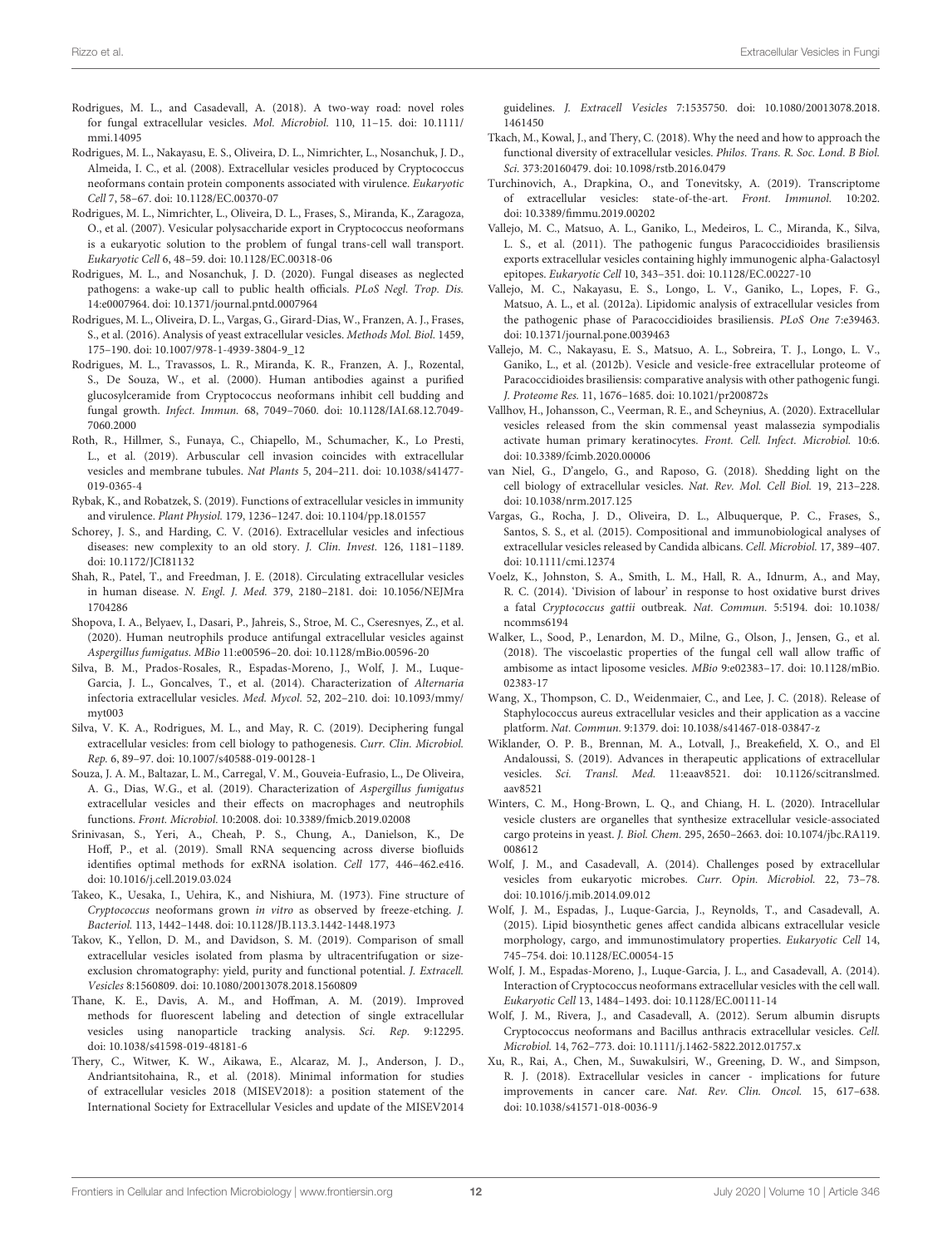Rodrigues, M. L., and Casadevall, A. (2018). A two-way road: novel roles for fungal extracellular vesicles. *Mol. Microbiol.* 110, 11–15. doi: 10.1111/mmi.14095

Rodrigues, M. L., Nakayasu, E. S., Oliveira, D. L., Nimrichter, L., Nosanchuk, J. D., Almeida, I. C., et al. (2008). Extracellular vesicles produced by Cryptococcus neoformans contain protein components associated with virulence. *Eukaryotic Cell* 7, 58–67. doi: 10.1128/EC.00370-07

Rodrigues, M. L., Nimrichter, L., Oliveira, D. L., Frases, S., Miranda, K., Zaragoza, O., et al. (2007). Vesicular polysaccharide export in Cryptococcus neoformans is a eukaryotic solution to the problem of fungal trans-cell wall transport. *Eukaryotic Cell* 6, 48–59. doi: 10.1128/EC.00318-06

Rodrigues, M. L., and Nosanchuk, J. D. (2020). Fungal diseases as neglected pathogens: a wake-up call to public health officials. *PLoS Negl. Trop. Dis.* 14:e0007964. doi: 10.1371/journal.pntd.0007964

Rodrigues, M. L., Oliveira, D. L., Vargas, G., Girard-Dias, W., Franzen, A. J., Frases, S., et al. (2016). Analysis of yeast extracellular vesicles. *Methods Mol. Biol.* 1459, 175–190. doi: 10.1007/978-1-4939-3804-9_12

Rodrigues, M. L., Travassos, L. R., Miranda, K. R., Franzen, A. J., Rozental, S., De Souza, W., et al. (2000). Human antibodies against a purified glucosylceramide from Cryptococcus neoformans inhibit cell budding and fungal growth. *Infect. Immun.* 68, 7049–7060. doi: 10.1128/IAI.68.12.7049-7060.2000

Roth, R., Hillmer, S., Funaya, C., Chiapello, M., Schumacher, K., Lo Presti, L., et al. (2019). Arbuscular cell invasion coincides with extracellular vesicles and membrane tubules. *Nat Plants* 5, 204–211. doi: 10.1038/s41477-019-0365-4

Rybak, K., and Robatzek, S. (2019). Functions of extracellular vesicles in immunity and virulence. *Plant Physiol.* 179, 1236–1247. doi: 10.1104/pp.18.01557

Schorey, J. S., and Harding, C. V. (2016). Extracellular vesicles and infectious diseases: new complexity to an old story. *J. Clin. Invest.* 126, 1181–1189. doi: 10.1172/JCI81132

Shah, R., Patel, T., and Freedman, J. E. (2018). Circulating extracellular vesicles in human disease. *N. Engl. J. Med.* 379, 2180–2181. doi: 10.1056/NEJMra1704286

Shopova, I. A., Belyaev, I., Dasari, P., Jahreis, S., Stroe, M. C., Cseresnyes, Z., et al. (2020). Human neutrophils produce antifungal extracellular vesicles against *Aspergillus fumigatus*. *MBio* 11:e00596–20. doi: 10.1128/mBio.00596-20

Silva, B. M., Prados-Rosales, R., Espadas-Moreno, J., Wolf, J. M., Luque-Garcia, J. L., Goncalves, T., et al. (2014). Characterization of *Alternaria* infectoria extracellular vesicles. *Med. Mycol.* 52, 202–210. doi: 10.1093/mmy/myt003

Silva, V. K. A., Rodrigues, M. L., and May, R. C. (2019). Deciphering fungal extracellular vesicles: from cell biology to pathogenesis. *Curr. Clin. Microbiol. Rep.* 6, 89–97. doi: 10.1007/s40588-019-00128-1

Souza, J. A. M., Baltazar, L. M., Carregal, V. M., Gouveia-Eufrasio, L., De Oliveira, A. G., Dias, W.G., et al. (2019). Characterization of *Aspergillus fumigatus* extracellular vesicles and their effects on macrophages and neutrophils function. *Front. Microbiol.* 10:2008. doi: 10.3389/fmicb.2019.02008

Srinivasan, S., Yeri, A., Cheah, P. S., Chung, A., Danielson, K., De Hoff, P., et al. (2019). Small RNA sequencing across diverse biofluids identifies optimal methods for exRNA isolation. *Cell* 177, 446–462.e416. doi: 10.1016/j.cell.2019.03.024

Takeo, K., Uesaka, I., Uehira, K., and Nishiura, M. (1973). Fine structure of *Cryptococcus* neoformans grown *in vitro* as observed by freeze-etching. *J. Bacteriol.* 113, 1442–1448. doi: 10.1128/JB.113.3.1442-1448.1973

Takov, K., Yellon, D. M., and Davidson, S. M. (2019). Comparison of small extracellular vesicles isolated from plasma by ultracentrifugation or size-exclusion chromatography: yield, purity and functional potential. *J. Extracell. Vesicles* 8:1560809. doi: 10.1080/20013078.2018.1560809

Thane, K. E., Davis, A. M., and Hoffman, A. M. (2019). Improved methods for fluorescent labeling and detection of single extracellular vesicles using nanoparticle tracking analysis. *Sci. Rep.* 9:12295. doi: 10.1038/s41598-019-48181-6

Thery, C., Witwer, K. W., Aikawa, E., Alcaraz, M. J., Anderson, J. D., Andriantsitohaina, R., et al. (2018). Minimal information for studies of extracellular vesicles 2018 (MISEV2018): a position statement of the International Society for Extracellular Vesicles and update of the MISEV2014 guidelines. *J. Extracell Vesicles* 7:1535750. doi: 10.1080/20013078.2018.1461450

Tkach, M., Kowal, J., and Thery, C. (2018). Why the need and how to approach the functional diversity of extracellular vesicles. *Philos. Trans. R. Soc. Lond. B Biol. Sci.* 373:20160479. doi: 10.1098/rstb.2016.0479

Turchinovich, A., Drapkina, O., and Tonevitsky, A. (2019). Transcriptome of extracellular vesicles: state-of-the-art. *Front. Immunol.* 10:202. doi: 10.3389/fimmu.2019.00202

Vallejo, M. C., Matsuo, A. L., Ganiko, L., Medeiros, L. C., Miranda, K., Silva, L. S., et al. (2011). The pathogenic fungus Paracoccidioides brasiliensis exports extracellular vesicles containing highly immunogenic alpha-Galactosyl epitopes. *Eukaryotic Cell* 10, 343–351. doi: 10.1128/EC.00227-10

Vallejo, M. C., Nakayasu, E. S., Longo, L. V., Ganiko, L., Lopes, F. G., Matsuo, A. L., et al. (2012a). Lipidomic analysis of extracellular vesicles from the pathogenic phase of Paracoccidioides brasiliensis. *PLoS One* 7:e39463. doi: 10.1371/journal.pone.0039463

Vallejo, M. C., Nakayasu, E. S., Matsuo, A. L., Sobreira, T. J., Longo, L. V., Ganiko, L., et al. (2012b). Vesicle and vesicle-free extracellular proteome of Paracoccidioides brasiliensis: comparative analysis with other pathogenic fungi. *J. Proteome Res.* 11, 1676–1685. doi: 10.1021/pr200872s

Vallhov, H., Johansson, C., Veerman, R. E., and Scheynius, A. (2020). Extracellular vesicles released from the skin commensal yeast malassezia sympodialis activate human primary keratinocytes. *Front. Cell. Infect. Microbiol.* 10:6. doi: 10.3389/fcimb.2020.00006

van Niel, G., D'angelo, G., and Raposo, G. (2018). Shedding light on the cell biology of extracellular vesicles. *Nat. Rev. Mol. Cell Biol.* 19, 213–228. doi: 10.1038/nrm.2017.125

Vargas, G., Rocha, J. D., Oliveira, D. L., Albuquerque, P. C., Frases, S., Santos, S. S., et al. (2015). Compositional and immunobiological analyses of extracellular vesicles released by Candida albicans. *Cell. Microbiol.* 17, 389–407. doi: 10.1111/cmi.12374

Voelz, K., Johnston, S. A., Smith, L. M., Hall, R. A., Idnurm, A., and May, R. C. (2014). 'Division of labour' in response to host oxidative burst drives a fatal *Cryptococcus gattii* outbreak. *Nat. Commun.* 5:5194. doi: 10.1038/ncomms6194

Walker, L., Sood, P., Lenardon, M. D., Milne, G., Olson, J., Jensen, G., et al. (2018). The viscoelastic properties of the fungal cell wall allow traffic of ambisome as intact liposome vesicles. *MBio* 9:e02383–17. doi: 10.1128/mBio.02383-17

Wang, X., Thompson, C. D., Weidenmaier, C., and Lee, J. C. (2018). Release of Staphylococcus aureus extracellular vesicles and their application as a vaccine platform. *Nat. Commun.* 9:1379. doi: 10.1038/s41467-018-03847-z

Wiklander, O. P. B., Brennan, M. A., Lotvall, J., Breakefield, X. O., and El Andaloussi, S. (2019). Advances in therapeutic applications of extracellular vesicles. *Sci. Transl. Med.* 11:eaav8521. doi: 10.1126/scitranslmed.aav8521

Winters, C. M., Hong-Brown, L. Q., and Chiang, H. L. (2020). Intracellular vesicle clusters are organelles that synthesize extracellular vesicle-associated cargo proteins in yeast. *J. Biol. Chem.* 295, 2650–2663. doi: 10.1074/jbc.RA119.008612

Wolf, J. M., and Casadevall, A. (2014). Challenges posed by extracellular vesicles from eukaryotic microbes. *Curr. Opin. Microbiol.* 22, 73–78. doi: 10.1016/j.mib.2014.09.012

Wolf, J. M., Espadas, J., Luque-Garcia, J., Reynolds, T., and Casadevall, A. (2015). Lipid biosynthetic genes affect candida albicans extracellular vesicle morphology, cargo, and immunostimulatory properties. *Eukaryotic Cell* 14, 745–754. doi: 10.1128/EC.00054-15

Wolf, J. M., Espadas-Moreno, J., Luque-Garcia, J. L., and Casadevall, A. (2014). Interaction of Cryptococcus neoformans extracellular vesicles with the cell wall. *Eukaryotic Cell* 13, 1484–1493. doi: 10.1128/EC.00111-14

Wolf, J. M., Rivera, J., and Casadevall, A. (2012). Serum albumin disrupts Cryptococcus neoformans and Bacillus anthracis extracellular vesicles. *Cell. Microbiol.* 14, 762–773. doi: 10.1111/j.1462-5822.2012.01757.x

Xu, R., Rai, A., Chen, M., Suwakulsiri, W., Greening, D. W., and Simpson, R. J. (2018). Extracellular vesicles in cancer - implications for future improvements in cancer care. *Nat. Rev. Clin. Oncol.* 15, 617–638. doi: 10.1038/s41571-018-0036-9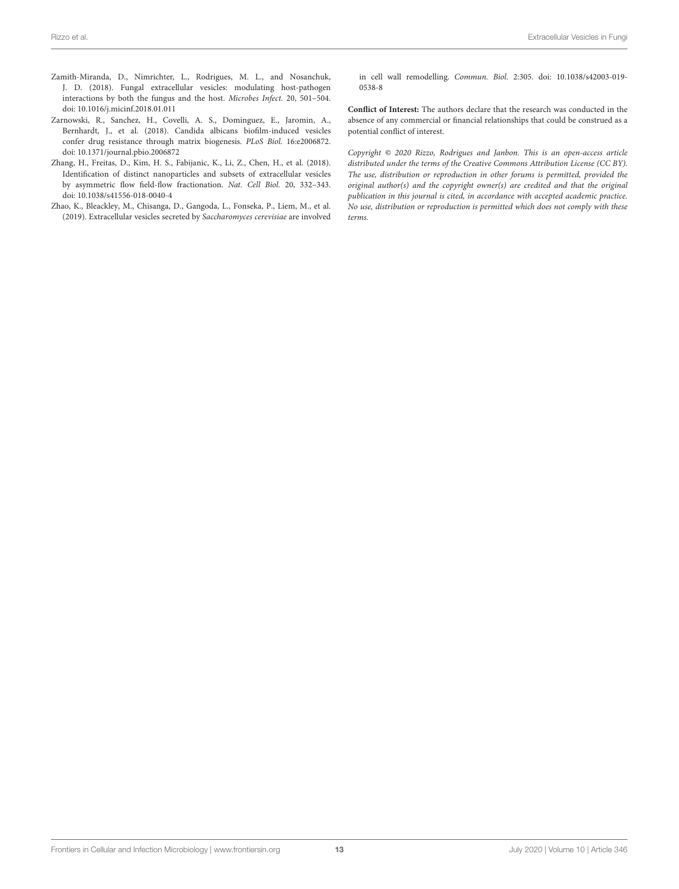Zamith-Miranda, D., Nimrichter, L., Rodrigues, M. L., and Nosanchuk, J. D. (2018). Fungal extracellular vesicles: modulating host-pathogen interactions by both the fungus and the host. *Microbes Infect.* 20, 501–504. doi: 10.1016/j.micinf.2018.01.011

Zarnowski, R., Sanchez, H., Covelli, A. S., Dominguez, E., Jaromin, A., Bernhardt, J., et al. (2018). Candida albicans biofilm-induced vesicles confer drug resistance through matrix biogenesis. *PLoS Biol.* 16:e2006872. doi: 10.1371/journal.pbio.2006872

Zhang, H., Freitas, D., Kim, H. S., Fabijanic, K., Li, Z., Chen, H., et al. (2018). Identification of distinct nanoparticles and subsets of extracellular vesicles by asymmetric flow field-flow fractionation. *Nat. Cell Biol.* 20, 332–343. doi: 10.1038/s41556-018-0040-4

Zhao, K., Bleackley, M., Chisanga, D., Gangoda, L., Fonseka, P., Liem, M., et al. (2019). Extracellular vesicles secreted by *Saccharomyces cerevisiae* are involved in cell wall remodelling. *Commun. Biol.* 2:305. doi: 10.1038/s42003-019-0538-8

**Conflict of Interest:** The authors declare that the research was conducted in the absence of any commercial or financial relationships that could be construed as a potential conflict of interest.

*Copyright © 2020 Rizzo, Rodrigues and Janbon. This is an open-access article distributed under the terms of the Creative Commons Attribution License (CC BY). The use, distribution or reproduction in other forums is permitted, provided the original author(s) and the copyright owner(s) are credited and that the original publication in this journal is cited, in accordance with accepted academic practice. No use, distribution or reproduction is permitted which does not comply with these terms.*